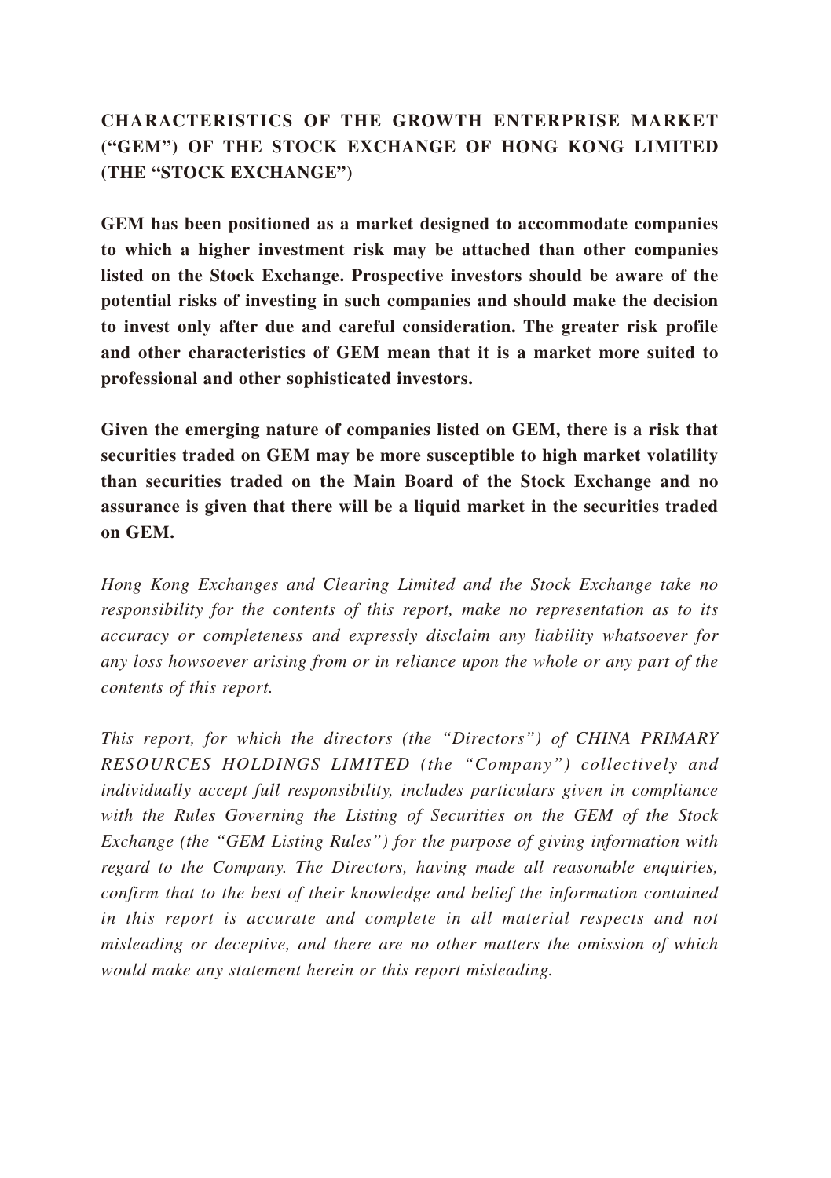## CHARACTERISTICS OF THE GROWTH ENTERPRISE MARKET ("GEM") OF THE STOCK EXCHANGE OF HONG KONG LIMITED (THE "STOCK EXCHANGE")

**GEM has been positioned as a market designed to accommodate companies to which a higher investment risk may be attached than other companies listed on the Stock Exchange. Prospective investors should be aware of the potential risks of investing in such companies and should make the decision to invest only after due and careful consideration. The greater risk profile and other characteristics of GEM mean that it is a market more suited to professional and other sophisticated investors.**

**Given the emerging nature of companies listed on GEM, there is a risk that securities traded on GEM may be more susceptible to high market volatility than securities traded on the Main Board of the Stock Exchange and no assurance is given that there will be a liquid market in the securities traded on GEM.**

*Hong Kong Exchanges and Clearing Limited and the Stock Exchange take no responsibility for the contents of this report, make no representation as to its accuracy or completeness and expressly disclaim any liability whatsoever for any loss howsoever arising from or in reliance upon the whole or any part of the contents of this report.*

*This report, for which the directors (the "Directors") of CHINA PRIMARY RESOURCES HOLDINGS LIMITED (the "Company") collectively and individually accept full responsibility, includes particulars given in compliance with the Rules Governing the Listing of Securities on the GEM of the Stock Exchange (the "GEM Listing Rules") for the purpose of giving information with regard to the Company. The Directors, having made all reasonable enquiries, confirm that to the best of their knowledge and belief the information contained in this report is accurate and complete in all material respects and not misleading or deceptive, and there are no other matters the omission of which would make any statement herein or this report misleading.*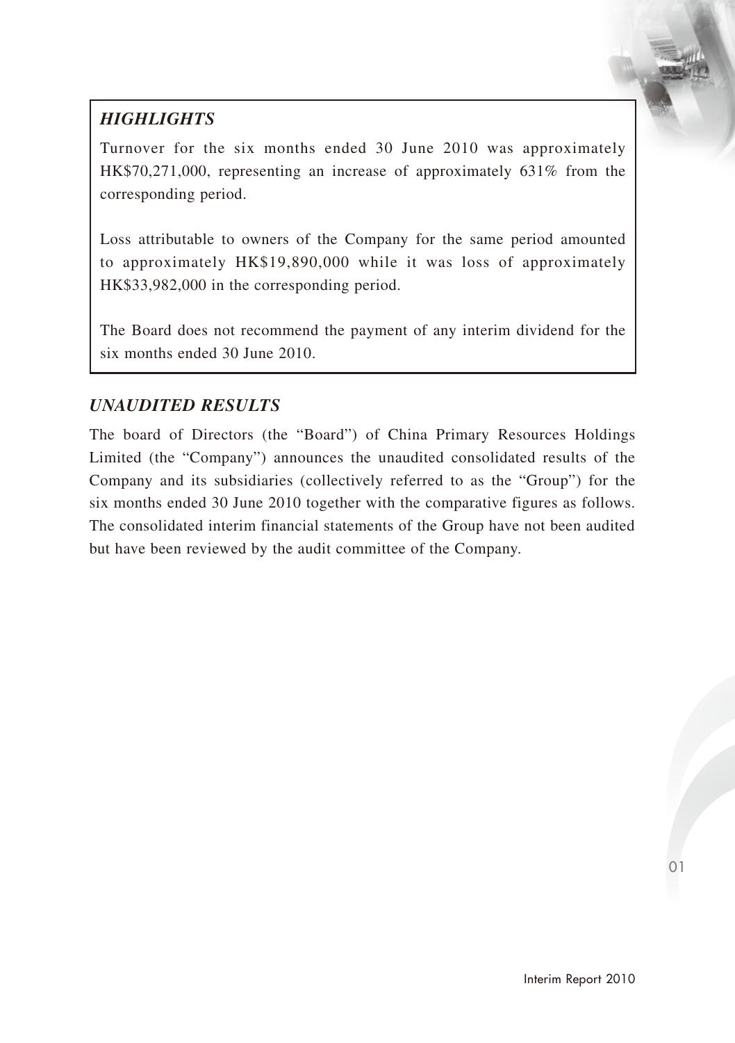## *HIGHLIGHTS*

Turnover for the six months ended 30 June 2010 was approximately HK$70,271,000, representing an increase of approximately 631% from the corresponding period.

Loss attributable to owners of the Company for the same period amounted to approximately HK$19,890,000 while it was loss of approximately HK$33,982,000 in the corresponding period.

The Board does not recommend the payment of any interim dividend for the six months ended 30 June 2010.

## *UNAUDITED RESULTS*

The board of Directors (the "Board") of China Primary Resources Holdings Limited (the "Company") announces the unaudited consolidated results of the Company and its subsidiaries (collectively referred to as the "Group") for the six months ended 30 June 2010 together with the comparative figures as follows. The consolidated interim financial statements of the Group have not been audited but have been reviewed by the audit committee of the Company.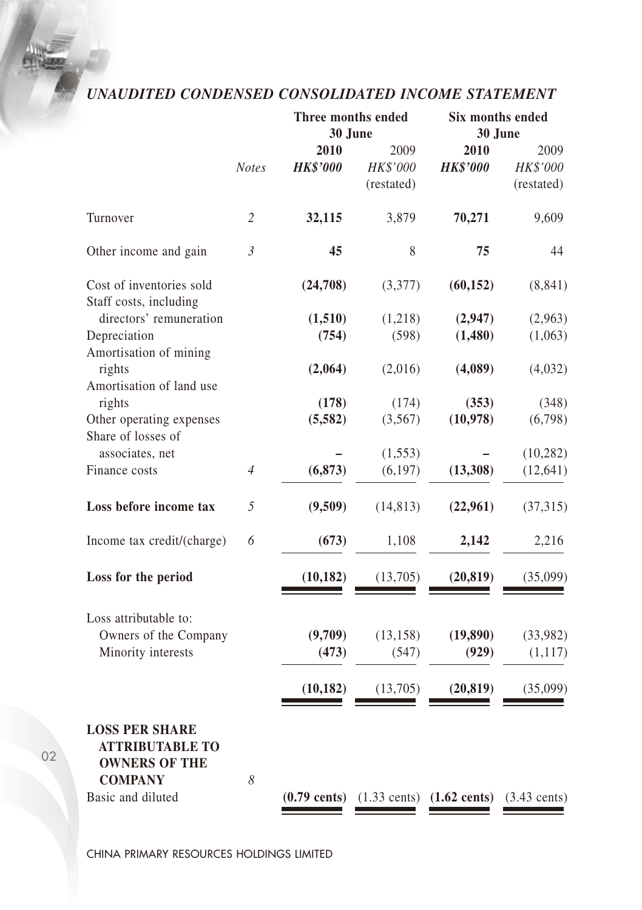# *UNAUDITED CONDENSED CONSOLIDATED INCOME STATEMENT*

| | *Notes* | Three months ended 30 June | | Six months ended 30 June | |
|---|---|---|---|---|---|
| | | **2010** | 2009 | **2010** | 2009 |
| | | ***HK$'000*** | *HK$'000* (restated) | ***HK$'000*** | *HK$'000* (restated) |
| Turnover | *2* | **32,115** | 3,879 | **70,271** | 9,609 |
| Other income and gain | *3* | **45** | 8 | **75** | 44 |
| Cost of inventories sold | | **(24,708)** | (3,377) | **(60,152)** | (8,841) |
| Staff costs, including directors' remuneration | | **(1,510)** | (1,218) | **(2,947)** | (2,963) |
| Depreciation | | **(754)** | (598) | **(1,480)** | (1,063) |
| Amortisation of mining rights | | **(2,064)** | (2,016) | **(4,089)** | (4,032) |
| Amortisation of land use rights | | **(178)** | (174) | **(353)** | (348) |
| Other operating expenses | | **(5,582)** | (3,567) | **(10,978)** | (6,798) |
| Share of losses of associates, net | | **–** | (1,553) | **–** | (10,282) |
| Finance costs | *4* | **(6,873)** | (6,197) | **(13,308)** | (12,641) |
| **Loss before income tax** | *5* | **(9,509)** | (14,813) | **(22,961)** | (37,315) |
| Income tax credit/(charge) | *6* | **(673)** | 1,108 | **2,142** | 2,216 |
| **Loss for the period** | | **(10,182)** | (13,705) | **(20,819)** | (35,099) |
| Loss attributable to: | | | | | |
| Owners of the Company | | **(9,709)** | (13,158) | **(19,890)** | (33,982) |
| Minority interests | | **(473)** | (547) | **(929)** | (1,117) |
| | | **(10,182)** | (13,705) | **(20,819)** | (35,099) |
| **LOSS PER SHARE ATTRIBUTABLE TO OWNERS OF THE COMPANY** | *8* | | | | |
| Basic and diluted | | **(0.79 cents)** | (1.33 cents) | **(1.62 cents)** | (3.43 cents) |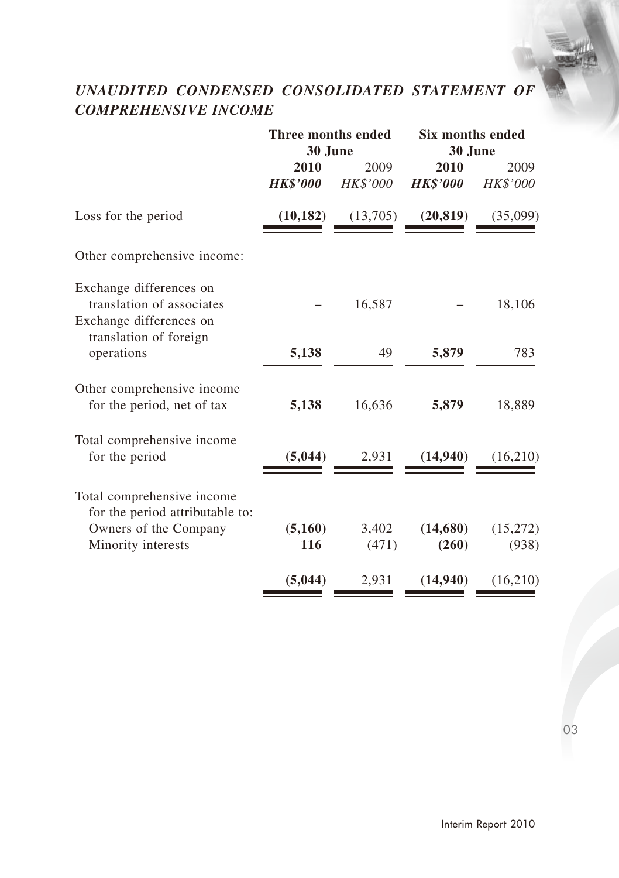## *UNAUDITED CONDENSED CONSOLIDATED STATEMENT OF COMPREHENSIVE INCOME*

| | **Three months ended 30 June** | | **Six months ended 30 June** | |
|---|---|---|---|---|
| | **2010** | 2009 | **2010** | 2009 |
| | ***HK$'000*** | *HK$'000* | ***HK$'000*** | *HK$'000* |
| Loss for the period | **(10,182)** | (13,705) | **(20,819)** | (35,099) |
| Other comprehensive income: | | | | |
| Exchange differences on translation of associates | **–** | 16,587 | **–** | 18,106 |
| Exchange differences on translation of foreign operations | **5,138** | 49 | **5,879** | 783 |
| Other comprehensive income for the period, net of tax | **5,138** | 16,636 | **5,879** | 18,889 |
| Total comprehensive income for the period | **(5,044)** | 2,931 | **(14,940)** | (16,210) |
| Total comprehensive income for the period attributable to: | | | | |
| Owners of the Company | **(5,160)** | 3,402 | **(14,680)** | (15,272) |
| Minority interests | **116** | (471) | **(260)** | (938) |
| | **(5,044)** | 2,931 | **(14,940)** | (16,210) |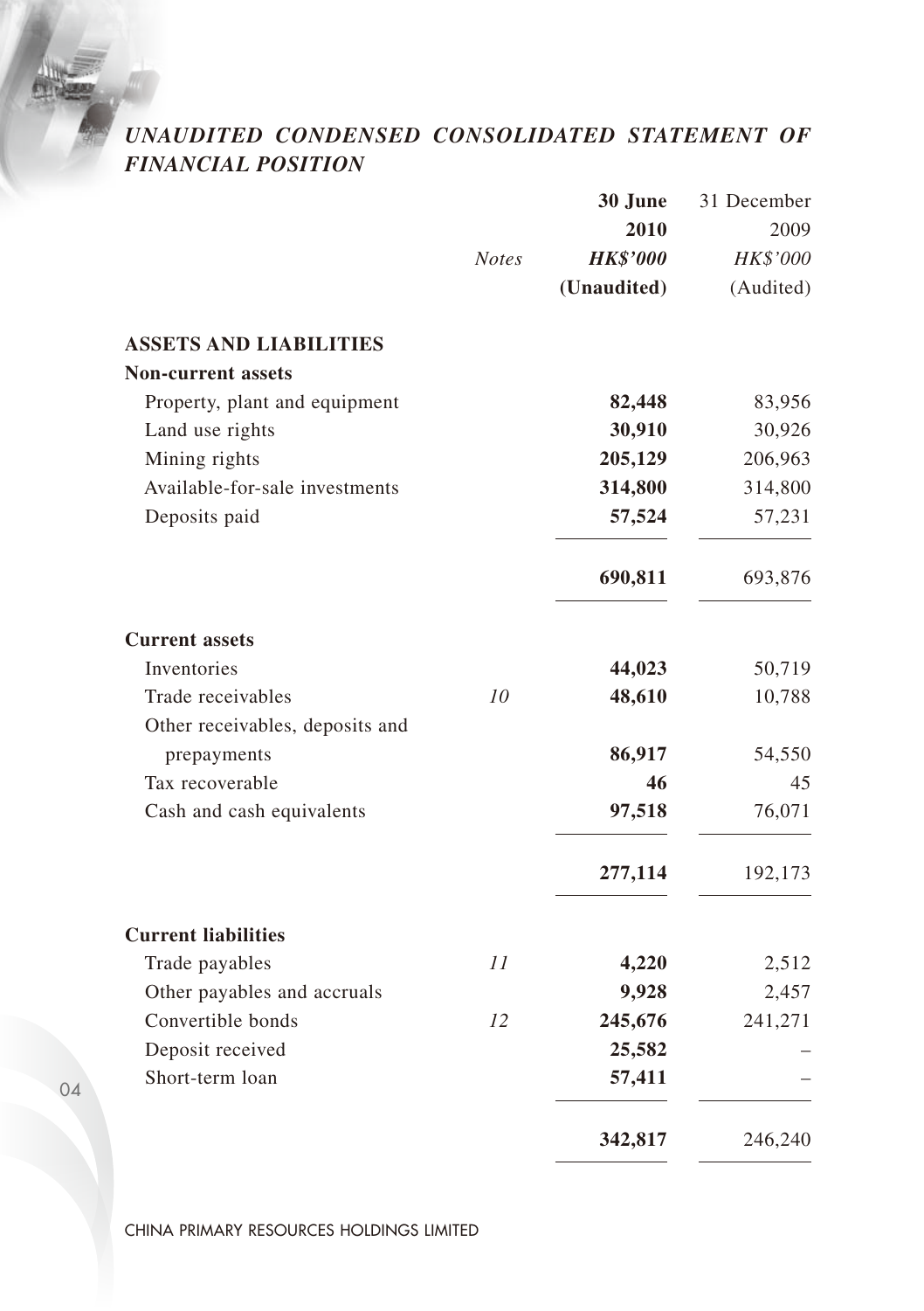# *UNAUDITED CONDENSED CONSOLIDATED STATEMENT OF FINANCIAL POSITION*

| | *Notes* | **30 June 2010 *HK$'000* (Unaudited)** | 31 December 2009 *HK$'000* (Audited) |
|---|---|---|---|
| **ASSETS AND LIABILITIES** | | | |
| **Non-current assets** | | | |
| Property, plant and equipment | | **82,448** | 83,956 |
| Land use rights | | **30,910** | 30,926 |
| Mining rights | | **205,129** | 206,963 |
| Available-for-sale investments | | **314,800** | 314,800 |
| Deposits paid | | **57,524** | 57,231 |
| | | **690,811** | 693,876 |
| **Current assets** | | | |
| Inventories | | **44,023** | 50,719 |
| Trade receivables | *10* | **48,610** | 10,788 |
| Other receivables, deposits and prepayments | | **86,917** | 54,550 |
| Tax recoverable | | **46** | 45 |
| Cash and cash equivalents | | **97,518** | 76,071 |
| | | **277,114** | 192,173 |
| **Current liabilities** | | | |
| Trade payables | *11* | **4,220** | 2,512 |
| Other payables and accruals | | **9,928** | 2,457 |
| Convertible bonds | *12* | **245,676** | 241,271 |
| Deposit received | | **25,582** | – |
| Short-term loan | | **57,411** | – |
| | | **342,817** | 246,240 |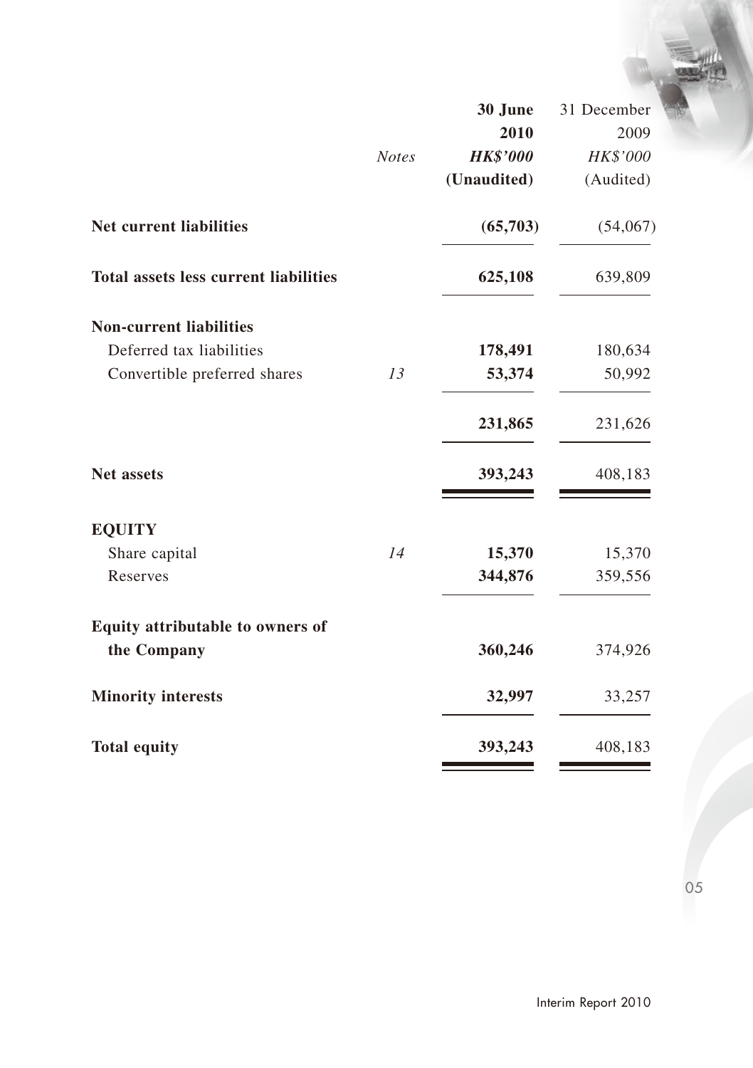| | Notes | 30 June 2010 HK$'000 (Unaudited) | 31 December 2009 HK$'000 (Audited) |
|---|---|---|---|
| **Net current liabilities** | | **(65,703)** | (54,067) |
| **Total assets less current liabilities** | | **625,108** | 639,809 |
| **Non-current liabilities** | | | |
| Deferred tax liabilities | | **178,491** | 180,634 |
| Convertible preferred shares | *13* | **53,374** | 50,992 |
| | | **231,865** | 231,626 |
| **Net assets** | | **393,243** | 408,183 |
| **EQUITY** | | | |
| Share capital | *14* | **15,370** | 15,370 |
| Reserves | | **344,876** | 359,556 |
| **Equity attributable to owners of the Company** | | **360,246** | 374,926 |
| **Minority interests** | | **32,997** | 33,257 |
| **Total equity** | | **393,243** | 408,183 |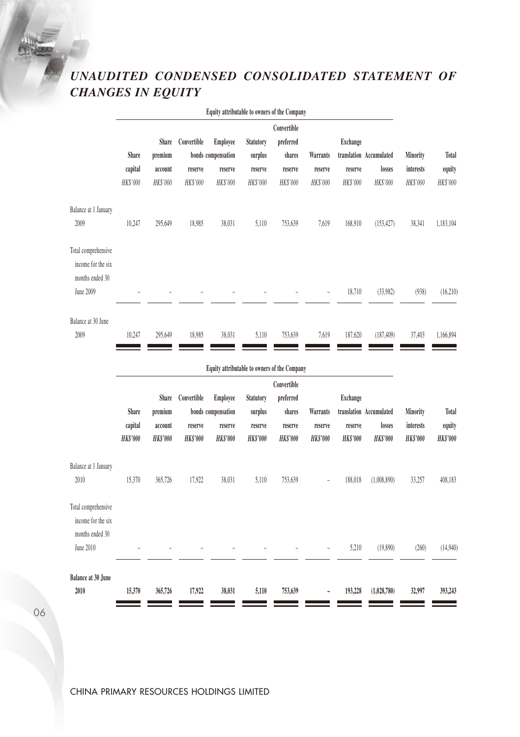# *UNAUDITED CONDENSED CONSOLIDATED STATEMENT OF CHANGES IN EQUITY*

| | Equity attributable to owners of the Company | | | | | | | | | | |
|---|---|---|---|---|---|---|---|---|---|---|---|
| | Share capital | Share premium account | Convertible bonds reserve | Employee compensation reserve | Statutory surplus reserve | Convertible preferred shares reserve | Warrants reserve | Exchange translation reserve | Accumulated losses | Minority interests | Total equity |
| | *HK$'000* | *HK$'000* | *HK$'000* | *HK$'000* | *HK$'000* | *HK$'000* | *HK$'000* | *HK$'000* | *HK$'000* | *HK$'000* | *HK$'000* |
| Balance at 1 January 2009 | 10,247 | 295,649 | 18,985 | 38,031 | 5,110 | 753,639 | 7,619 | 168,910 | (153,427) | 38,341 | 1,183,104 |
| Total comprehensive income for the six months ended 30 June 2009 | – | – | – | – | – | – | – | 18,710 | (33,982) | (938) | (16,210) |
| Balance at 30 June 2009 | 10,247 | 295,649 | 18,985 | 38,031 | 5,110 | 753,639 | 7,619 | 187,620 | (187,409) | 37,403 | 1,166,894 |

| | Equity attributable to owners of the Company | | | | | | | | | | |
|---|---|---|---|---|---|---|---|---|---|---|---|
| | Share capital | Share premium account | Convertible bonds reserve | Employee compensation reserve | Statutory surplus reserve | Convertible preferred shares reserve | Warrants reserve | Exchange translation reserve | Accumulated losses | Minority interests | Total equity |
| | ***HK$'000*** | ***HK$'000*** | ***HK$'000*** | ***HK$'000*** | ***HK$'000*** | ***HK$'000*** | ***HK$'000*** | ***HK$'000*** | ***HK$'000*** | ***HK$'000*** | ***HK$'000*** |
| Balance at 1 January 2010 | 15,370 | 365,726 | 17,922 | 38,031 | 5,110 | 753,639 | – | 188,018 | (1,008,890) | 33,257 | 408,183 |
| Total comprehensive income for the six months ended 30 June 2010 | – | – | – | – | – | – | – | 5,210 | (19,890) | (260) | (14,940) |
| **Balance at 30 June 2010** | **15,370** | **365,726** | **17,922** | **38,031** | **5,110** | **753,639** | **–** | **193,228** | **(1,028,780)** | **32,997** | **393,243** |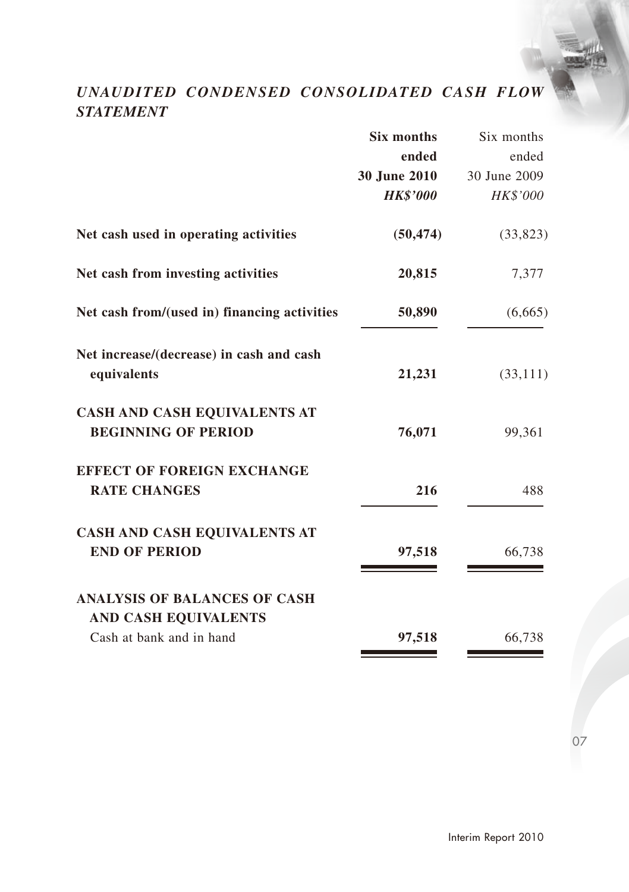# *UNAUDITED CONDENSED CONSOLIDATED CASH FLOW STATEMENT*

| | **Six months ended 30 June 2010** | Six months ended 30 June 2009 |
|---|---|---|
| | ***HK$'000*** | *HK$'000* |
| **Net cash used in operating activities** | **(50,474)** | (33,823) |
| **Net cash from investing activities** | **20,815** | 7,377 |
| **Net cash from/(used in) financing activities** | **50,890** | (6,665) |
| **Net increase/(decrease) in cash and cash equivalents** | **21,231** | (33,111) |
| **CASH AND CASH EQUIVALENTS AT BEGINNING OF PERIOD** | **76,071** | 99,361 |
| **EFFECT OF FOREIGN EXCHANGE RATE CHANGES** | **216** | 488 |
| **CASH AND CASH EQUIVALENTS AT END OF PERIOD** | **97,518** | 66,738 |
| **ANALYSIS OF BALANCES OF CASH AND CASH EQUIVALENTS** | | |
| Cash at bank and in hand | **97,518** | 66,738 |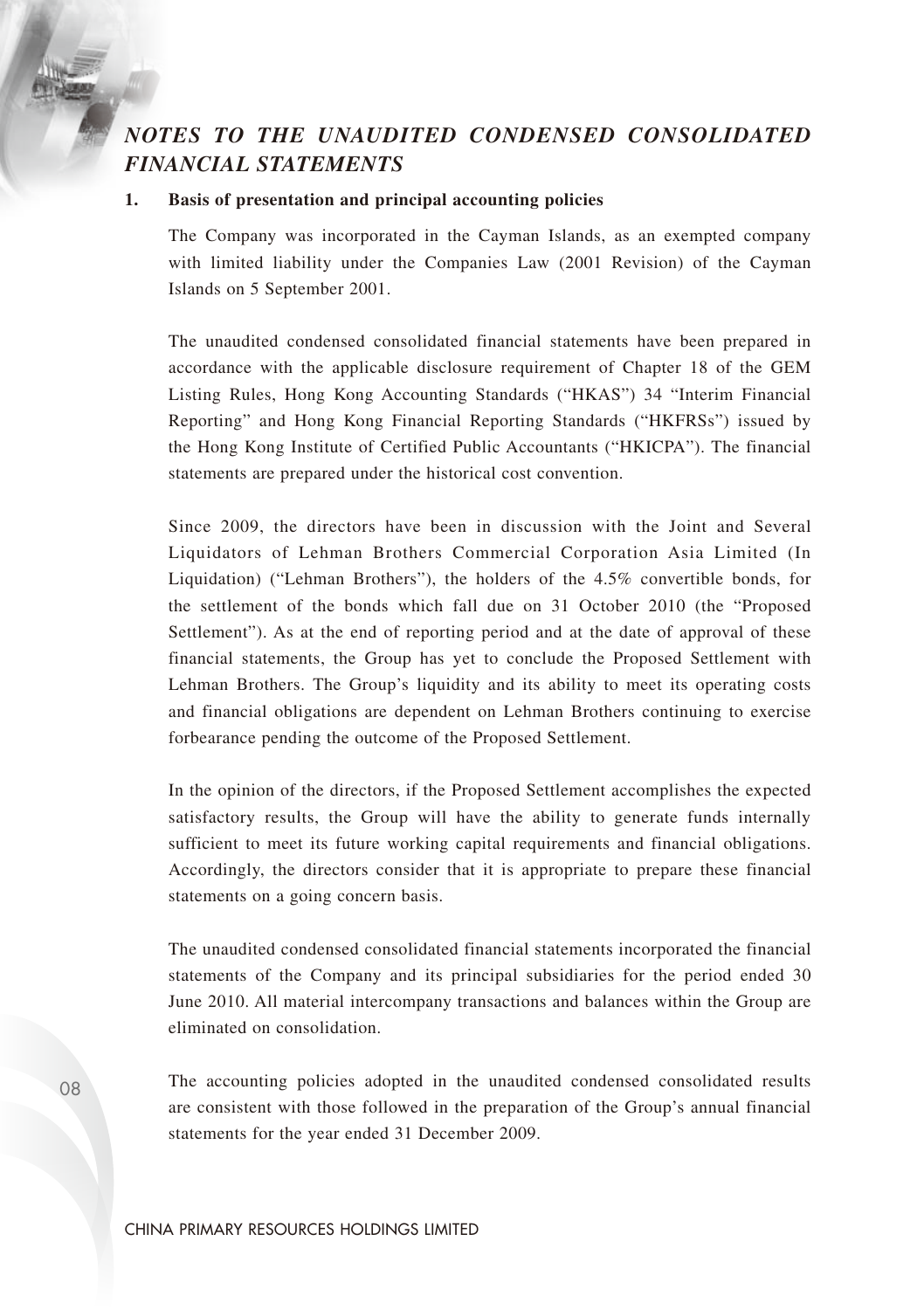# *NOTES TO THE UNAUDITED CONDENSED CONSOLIDATED FINANCIAL STATEMENTS*

## 1. Basis of presentation and principal accounting policies

The Company was incorporated in the Cayman Islands, as an exempted company with limited liability under the Companies Law (2001 Revision) of the Cayman Islands on 5 September 2001.

The unaudited condensed consolidated financial statements have been prepared in accordance with the applicable disclosure requirement of Chapter 18 of the GEM Listing Rules, Hong Kong Accounting Standards ("HKAS") 34 "Interim Financial Reporting" and Hong Kong Financial Reporting Standards ("HKFRSs") issued by the Hong Kong Institute of Certified Public Accountants ("HKICPA"). The financial statements are prepared under the historical cost convention.

Since 2009, the directors have been in discussion with the Joint and Several Liquidators of Lehman Brothers Commercial Corporation Asia Limited (In Liquidation) ("Lehman Brothers"), the holders of the 4.5% convertible bonds, for the settlement of the bonds which fall due on 31 October 2010 (the "Proposed Settlement"). As at the end of reporting period and at the date of approval of these financial statements, the Group has yet to conclude the Proposed Settlement with Lehman Brothers. The Group's liquidity and its ability to meet its operating costs and financial obligations are dependent on Lehman Brothers continuing to exercise forbearance pending the outcome of the Proposed Settlement.

In the opinion of the directors, if the Proposed Settlement accomplishes the expected satisfactory results, the Group will have the ability to generate funds internally sufficient to meet its future working capital requirements and financial obligations. Accordingly, the directors consider that it is appropriate to prepare these financial statements on a going concern basis.

The unaudited condensed consolidated financial statements incorporated the financial statements of the Company and its principal subsidiaries for the period ended 30 June 2010. All material intercompany transactions and balances within the Group are eliminated on consolidation.

The accounting policies adopted in the unaudited condensed consolidated results are consistent with those followed in the preparation of the Group's annual financial statements for the year ended 31 December 2009.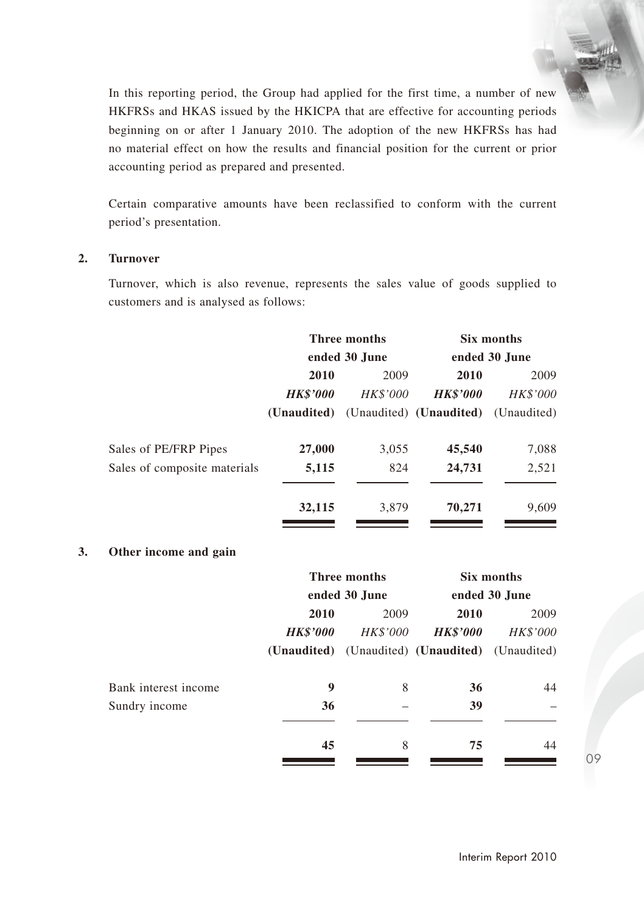In this reporting period, the Group had applied for the first time, a number of new HKFRSs and HKAS issued by the HKICPA that are effective for accounting periods beginning on or after 1 January 2010. The adoption of the new HKFRSs has had no material effect on how the results and financial position for the current or prior accounting period as prepared and presented.

Certain comparative amounts have been reclassified to conform with the current period's presentation.

## 2. Turnover

Turnover, which is also revenue, represents the sales value of goods supplied to customers and is analysed as follows:

| | **Three months ended 30 June** | | **Six months ended 30 June** | |
|---|---|---|---|---|
| | **2010** | 2009 | **2010** | 2009 |
| | ***HK$'000*** | *HK$'000* | ***HK$'000*** | *HK$'000* |
| | **(Unaudited)** | (Unaudited) | **(Unaudited)** | (Unaudited) |
| Sales of PE/FRP Pipes | **27,000** | 3,055 | **45,540** | 7,088 |
| Sales of composite materials | **5,115** | 824 | **24,731** | 2,521 |
| | **32,115** | 3,879 | **70,271** | 9,609 |

## 3. Other income and gain

| | **Three months ended 30 June** | | **Six months ended 30 June** | |
|---|---|---|---|---|
| | **2010** | 2009 | **2010** | 2009 |
| | ***HK$'000*** | *HK$'000* | ***HK$'000*** | *HK$'000* |
| | **(Unaudited)** | (Unaudited) | **(Unaudited)** | (Unaudited) |
| Bank interest income | **9** | 8 | **36** | 44 |
| Sundry income | **36** | – | **39** | – |
| | **45** | 8 | **75** | 44 |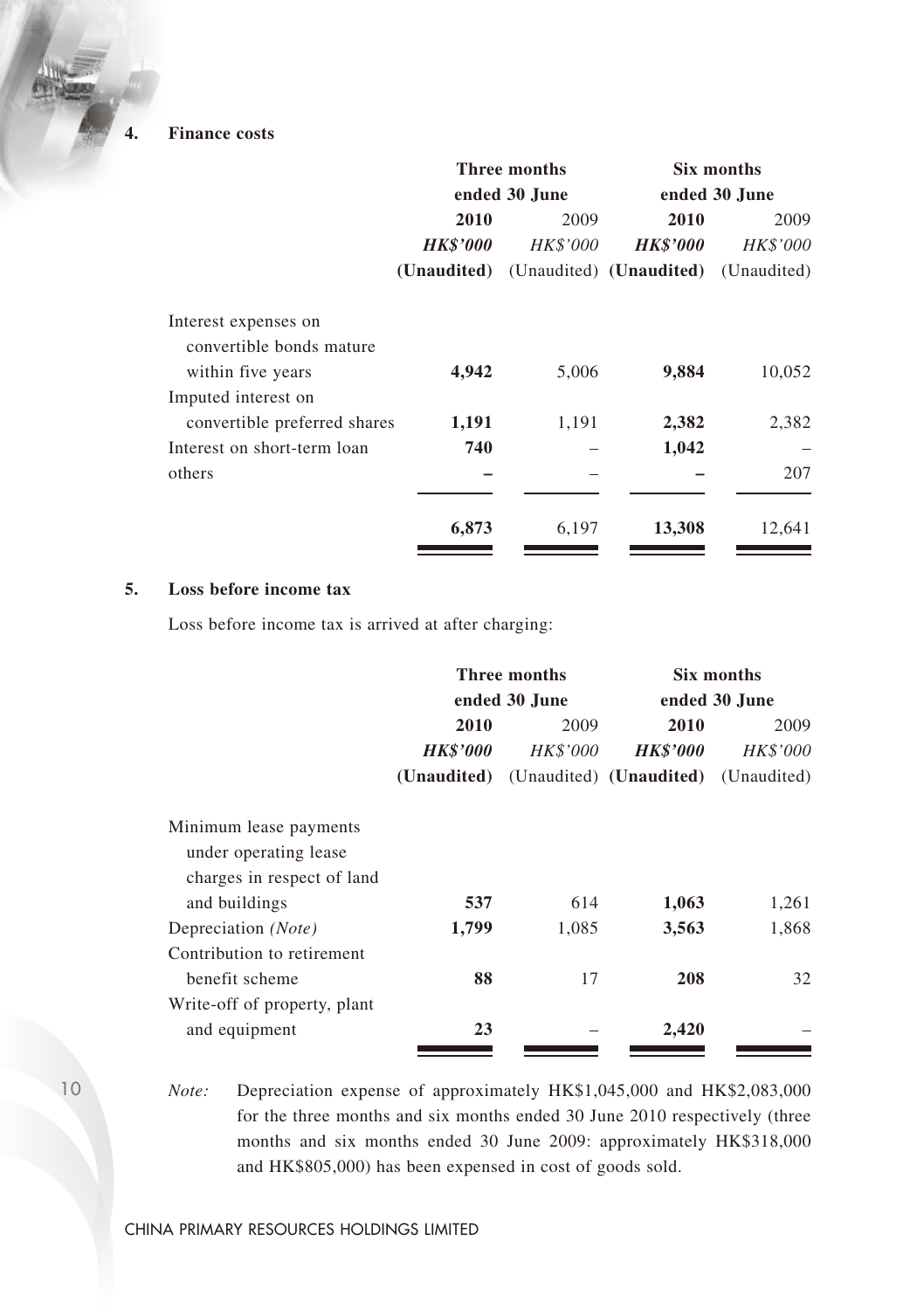## 4. Finance costs

| | Three months ended 30 June | | Six months ended 30 June | |
|---|---|---|---|---|
| | **2010** | 2009 | **2010** | 2009 |
| | ***HK$'000*** | *HK$'000* | ***HK$'000*** | *HK$'000* |
| | **(Unaudited)** | (Unaudited) | **(Unaudited)** | (Unaudited) |
| Interest expenses on convertible bonds mature within five years | **4,942** | 5,006 | **9,884** | 10,052 |
| Imputed interest on convertible preferred shares | **1,191** | 1,191 | **2,382** | 2,382 |
| Interest on short-term loan | **740** | – | **1,042** | – |
| others | **–** | – | **–** | 207 |
| | **6,873** | 6,197 | **13,308** | 12,641 |

## 5. Loss before income tax

Loss before income tax is arrived at after charging:

| | Three months ended 30 June | | Six months ended 30 June | |
|---|---|---|---|---|
| | **2010** | 2009 | **2010** | 2009 |
| | ***HK$'000*** | *HK$'000* | ***HK$'000*** | *HK$'000* |
| | **(Unaudited)** | (Unaudited) | **(Unaudited)** | (Unaudited) |
| Minimum lease payments under operating lease charges in respect of land and buildings | **537** | 614 | **1,063** | 1,261 |
| Depreciation *(Note)* | **1,799** | 1,085 | **3,563** | 1,868 |
| Contribution to retirement benefit scheme | **88** | 17 | **208** | 32 |
| Write-off of property, plant and equipment | **23** | – | **2,420** | – |

*Note:* Depreciation expense of approximately HK$1,045,000 and HK$2,083,000 for the three months and six months ended 30 June 2010 respectively (three months and six months ended 30 June 2009: approximately HK$318,000 and HK$805,000) has been expensed in cost of goods sold.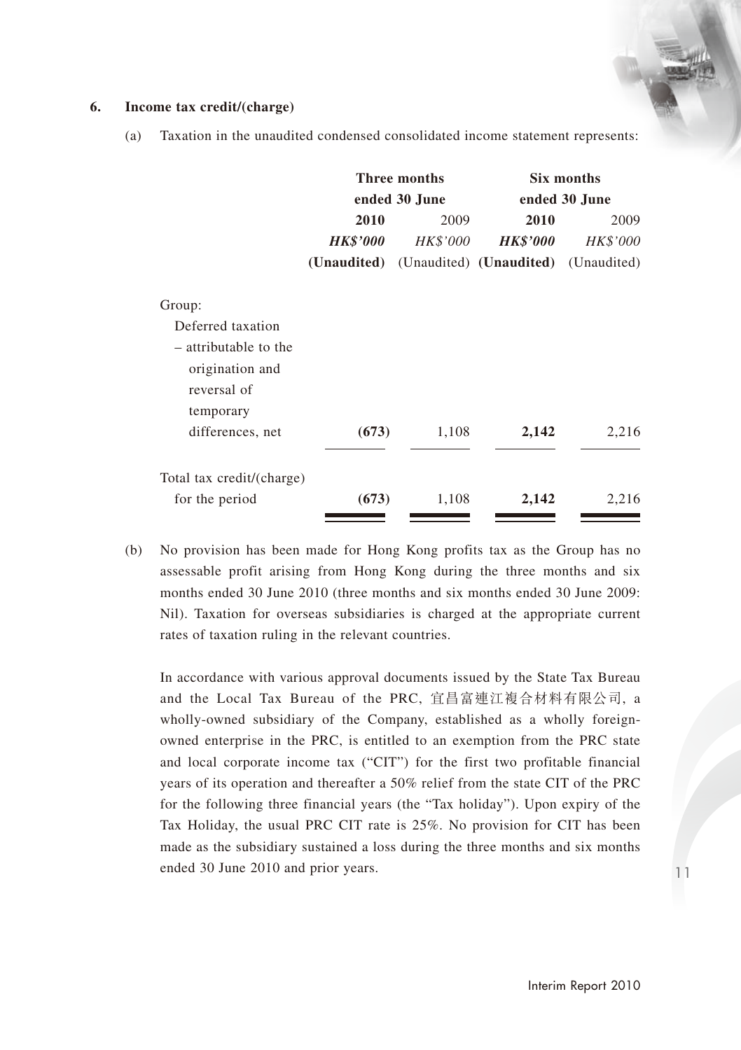## 6. Income tax credit/(charge)

(a) Taxation in the unaudited condensed consolidated income statement represents:

| | Three months ended 30 June | | Six months ended 30 June | |
|---|---|---|---|---|
| | **2010** | 2009 | **2010** | 2009 |
| | ***HK$'000*** | *HK$'000* | ***HK$'000*** | *HK$'000* |
| | **(Unaudited)** | (Unaudited) | **(Unaudited)** | (Unaudited) |
| Group: | | | | |
| Deferred taxation – attributable to the origination and reversal of temporary differences, net | **(673)** | 1,108 | **2,142** | 2,216 |
| Total tax credit/(charge) for the period | **(673)** | 1,108 | **2,142** | 2,216 |

(b) No provision has been made for Hong Kong profits tax as the Group has no assessable profit arising from Hong Kong during the three months and six months ended 30 June 2010 (three months and six months ended 30 June 2009: Nil). Taxation for overseas subsidiaries is charged at the appropriate current rates of taxation ruling in the relevant countries.

In accordance with various approval documents issued by the State Tax Bureau and the Local Tax Bureau of the PRC, 宜昌富連江複合材料有限公司, a wholly-owned subsidiary of the Company, established as a wholly foreign-owned enterprise in the PRC, is entitled to an exemption from the PRC state and local corporate income tax ("CIT") for the first two profitable financial years of its operation and thereafter a 50% relief from the state CIT of the PRC for the following three financial years (the "Tax holiday"). Upon expiry of the Tax Holiday, the usual PRC CIT rate is 25%. No provision for CIT has been made as the subsidiary sustained a loss during the three months and six months ended 30 June 2010 and prior years.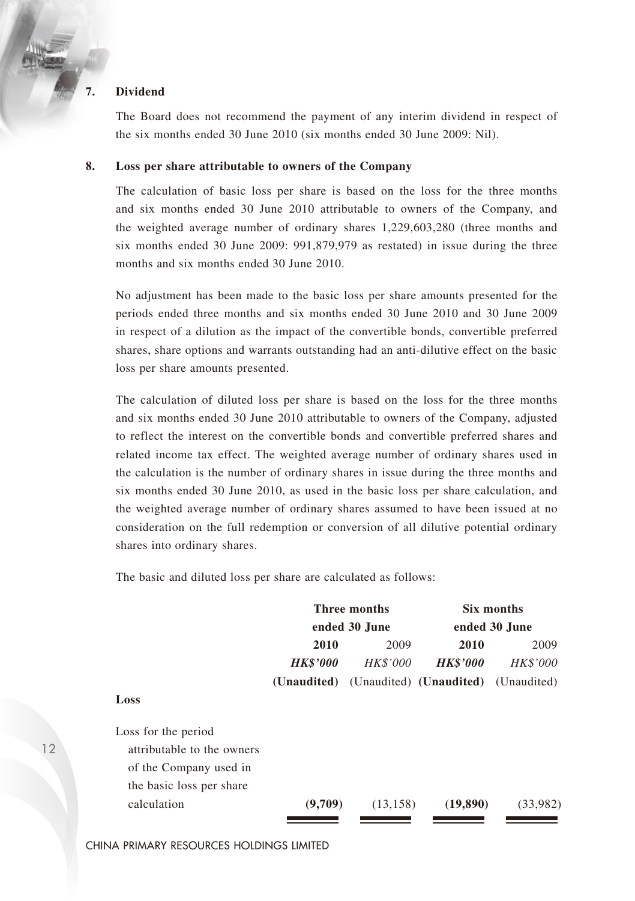## 7. Dividend

The Board does not recommend the payment of any interim dividend in respect of the six months ended 30 June 2010 (six months ended 30 June 2009: Nil).

## 8. Loss per share attributable to owners of the Company

The calculation of basic loss per share is based on the loss for the three months and six months ended 30 June 2010 attributable to owners of the Company, and the weighted average number of ordinary shares 1,229,603,280 (three months and six months ended 30 June 2009: 991,879,979 as restated) in issue during the three months and six months ended 30 June 2010.

No adjustment has been made to the basic loss per share amounts presented for the periods ended three months and six months ended 30 June 2010 and 30 June 2009 in respect of a dilution as the impact of the convertible bonds, convertible preferred shares, share options and warrants outstanding had an anti-dilutive effect on the basic loss per share amounts presented.

The calculation of diluted loss per share is based on the loss for the three months and six months ended 30 June 2010 attributable to owners of the Company, adjusted to reflect the interest on the convertible bonds and convertible preferred shares and related income tax effect. The weighted average number of ordinary shares used in the calculation is the number of ordinary shares in issue during the three months and six months ended 30 June 2010, as used in the basic loss per share calculation, and the weighted average number of ordinary shares assumed to have been issued at no consideration on the full redemption or conversion of all dilutive potential ordinary shares into ordinary shares.

The basic and diluted loss per share are calculated as follows:

| | Three months ended 30 June | | Six months ended 30 June | |
|---|---|---|---|---|
| | **2010** | 2009 | **2010** | 2009 |
| | ***HK$'000*** | *HK$'000* | ***HK$'000*** | *HK$'000* |
| | **(Unaudited)** | (Unaudited) | **(Unaudited)** | (Unaudited) |
| **Loss** | | | | |
| Loss for the period attributable to the owners of the Company used in the basic loss per share calculation | **(9,709)** | (13,158) | **(19,890)** | (33,982) |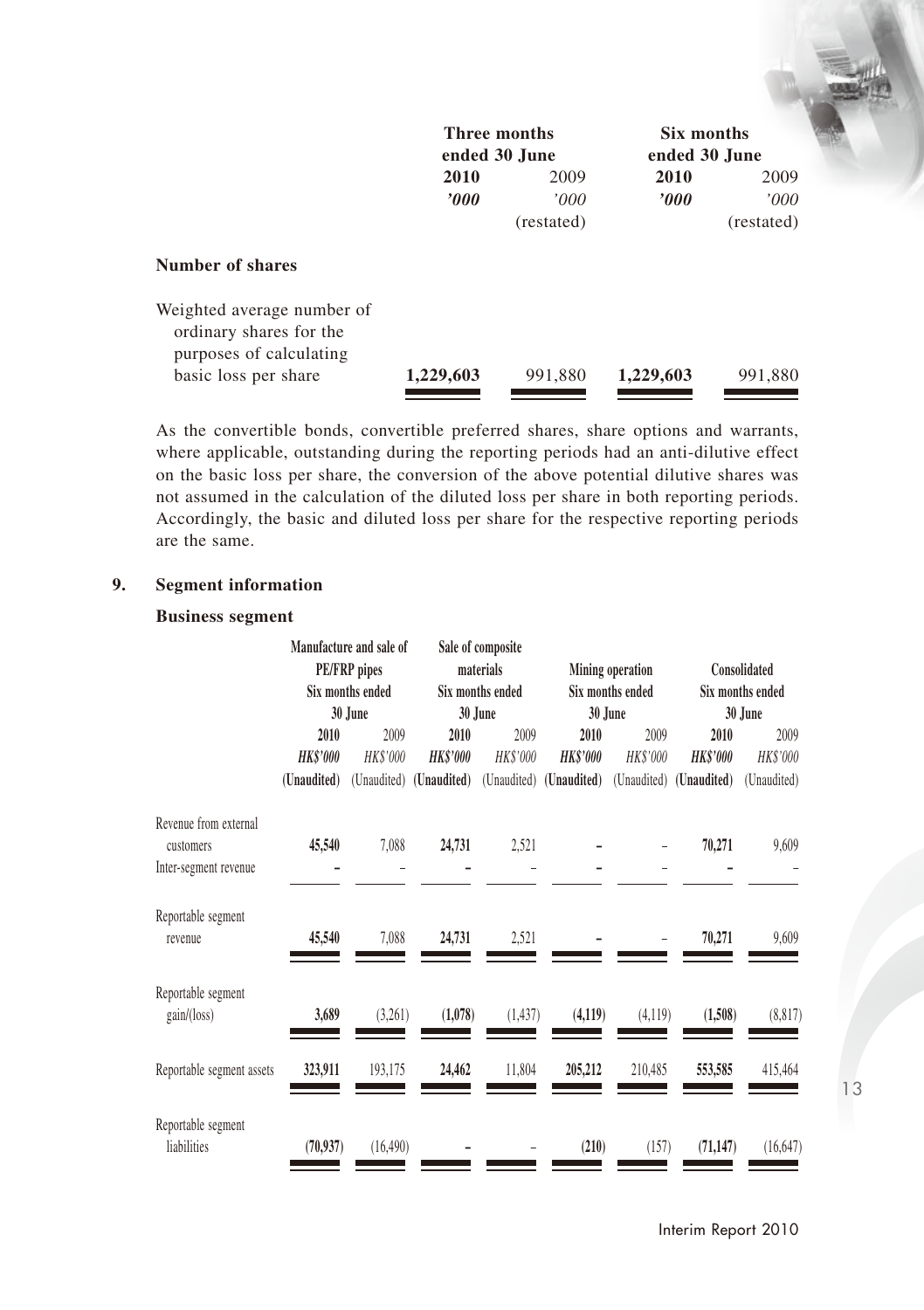| | Three months ended 30 June | | Six months ended 30 June | |
|---|---|---|---|---|
| | **2010** | 2009 | **2010** | 2009 |
| | ***'000*** | *'000* | ***'000*** | *'000* |
| | | (restated) | | (restated) |
| **Number of shares** | | | | |
| Weighted average number of ordinary shares for the purposes of calculating basic loss per share | **1,229,603** | 991,880 | **1,229,603** | 991,880 |

As the convertible bonds, convertible preferred shares, share options and warrants, where applicable, outstanding during the reporting periods had an anti-dilutive effect on the basic loss per share, the conversion of the above potential dilutive shares was not assumed in the calculation of the diluted loss per share in both reporting periods. Accordingly, the basic and diluted loss per share for the respective reporting periods are the same.

## 9. Segment information

### Business segment

| | Manufacture and sale of PE/FRP pipes Six months ended 30 June | | Sale of composite materials Six months ended 30 June | | Mining operation Six months ended 30 June | | Consolidated Six months ended 30 June | |
|---|---|---|---|---|---|---|---|---|
| | **2010** | 2009 | **2010** | 2009 | **2010** | 2009 | **2010** | 2009 |
| | ***HK$'000*** | *HK$'000* | ***HK$'000*** | *HK$'000* | ***HK$'000*** | *HK$'000* | ***HK$'000*** | *HK$'000* |
| | **(Unaudited)** | (Unaudited) | **(Unaudited)** | (Unaudited) | **(Unaudited)** | (Unaudited) | **(Unaudited)** | (Unaudited) |
| Revenue from external customers | **45,540** | 7,088 | **24,731** | 2,521 | **–** | – | **70,271** | 9,609 |
| Inter-segment revenue | **–** | – | **–** | – | **–** | – | **–** | – |
| Reportable segment revenue | **45,540** | 7,088 | **24,731** | 2,521 | **–** | – | **70,271** | 9,609 |
| Reportable segment gain/(loss) | **3,689** | (3,261) | **(1,078)** | (1,437) | **(4,119)** | (4,119) | **(1,508)** | (8,817) |
| Reportable segment assets | **323,911** | 193,175 | **24,462** | 11,804 | **205,212** | 210,485 | **553,585** | 415,464 |
| Reportable segment liabilities | **(70,937)** | (16,490) | **–** | – | **(210)** | (157) | **(71,147)** | (16,647) |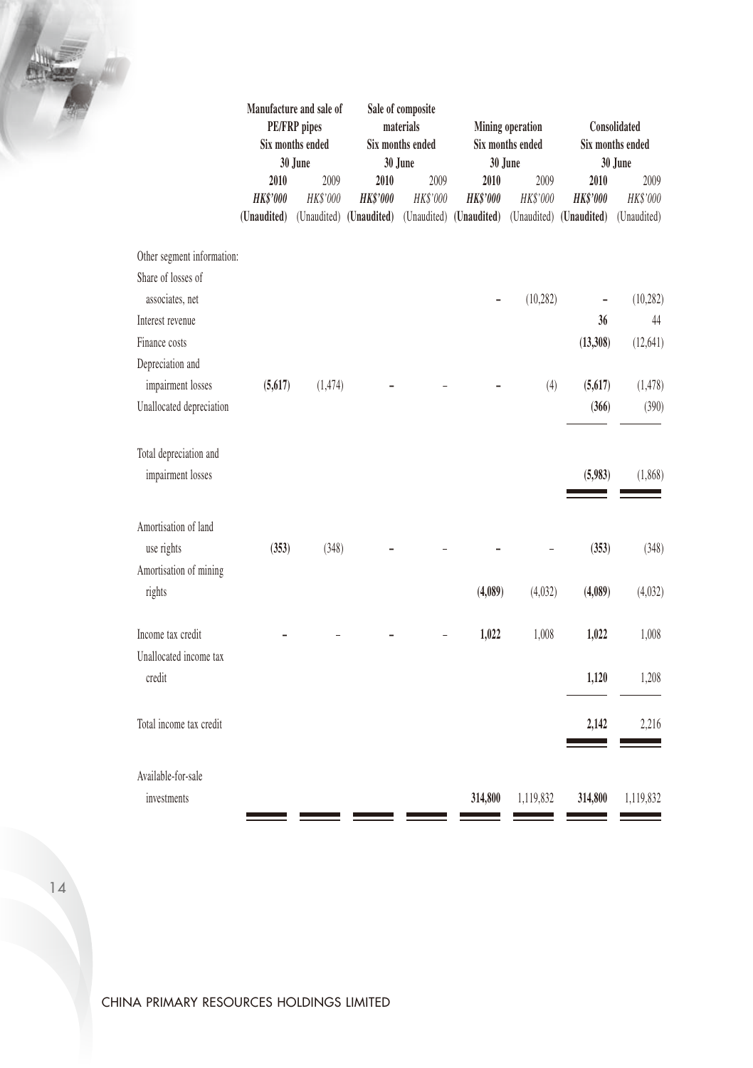| | Manufacture and sale of PE/FRP pipes Six months ended 30 June | | Sale of composite materials Six months ended 30 June | | Mining operation Six months ended 30 June | | Consolidated Six months ended 30 June | |
|---|---|---|---|---|---|---|---|---|
| | **2010** | 2009 | **2010** | 2009 | **2010** | 2009 | **2010** | 2009 |
| | ***HK$'000*** | *HK$'000* | ***HK$'000*** | *HK$'000* | ***HK$'000*** | *HK$'000* | ***HK$'000*** | *HK$'000* |
| | **(Unaudited)** | (Unaudited) | **(Unaudited)** | (Unaudited) | **(Unaudited)** | (Unaudited) | **(Unaudited)** | (Unaudited) |
| Other segment information: | | | | | | | | |
| Share of losses of associates, net | | | | | **–** | (10,282) | **–** | (10,282) |
| Interest revenue | | | | | | | **36** | 44 |
| Finance costs | | | | | | | **(13,308)** | (12,641) |
| Depreciation and impairment losses | **(5,617)** | (1,474) | **–** | – | **–** | (4) | **(5,617)** | (1,478) |
| Unallocated depreciation | | | | | | | **(366)** | (390) |
| Total depreciation and impairment losses | | | | | | | **(5,983)** | (1,868) |
| Amortisation of land use rights | **(353)** | (348) | **–** | – | **–** | – | **(353)** | (348) |
| Amortisation of mining rights | | | | | **(4,089)** | (4,032) | **(4,089)** | (4,032) |
| Income tax credit | **–** | – | **–** | – | **1,022** | 1,008 | **1,022** | 1,008 |
| Unallocated income tax credit | | | | | | | **1,120** | 1,208 |
| Total income tax credit | | | | | | | **2,142** | 2,216 |
| Available-for-sale investments | | | | | **314,800** | 1,119,832 | **314,800** | 1,119,832 |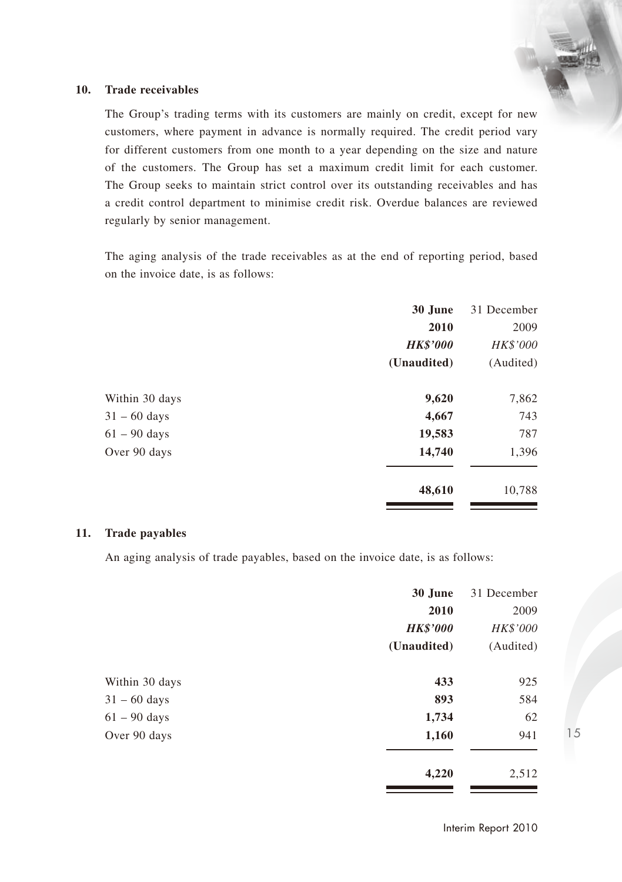## 10. Trade receivables

The Group's trading terms with its customers are mainly on credit, except for new customers, where payment in advance is normally required. The credit period vary for different customers from one month to a year depending on the size and nature of the customers. The Group has set a maximum credit limit for each customer. The Group seeks to maintain strict control over its outstanding receivables and has a credit control department to minimise credit risk. Overdue balances are reviewed regularly by senior management.

The aging analysis of the trade receivables as at the end of reporting period, based on the invoice date, is as follows:

| | **30 June 2010** | 31 December 2009 |
|---|---|---|
| | ***HK$'000*** | *HK$'000* |
| | **(Unaudited)** | (Audited) |
| Within 30 days | **9,620** | 7,862 |
| 31 – 60 days | **4,667** | 743 |
| 61 – 90 days | **19,583** | 787 |
| Over 90 days | **14,740** | 1,396 |
| | **48,610** | 10,788 |

## 11. Trade payables

An aging analysis of trade payables, based on the invoice date, is as follows:

| | **30 June 2010** | 31 December 2009 |
|---|---|---|
| | ***HK$'000*** | *HK$'000* |
| | **(Unaudited)** | (Audited) |
| Within 30 days | **433** | 925 |
| 31 – 60 days | **893** | 584 |
| 61 – 90 days | **1,734** | 62 |
| Over 90 days | **1,160** | 941 |
| | **4,220** | 2,512 |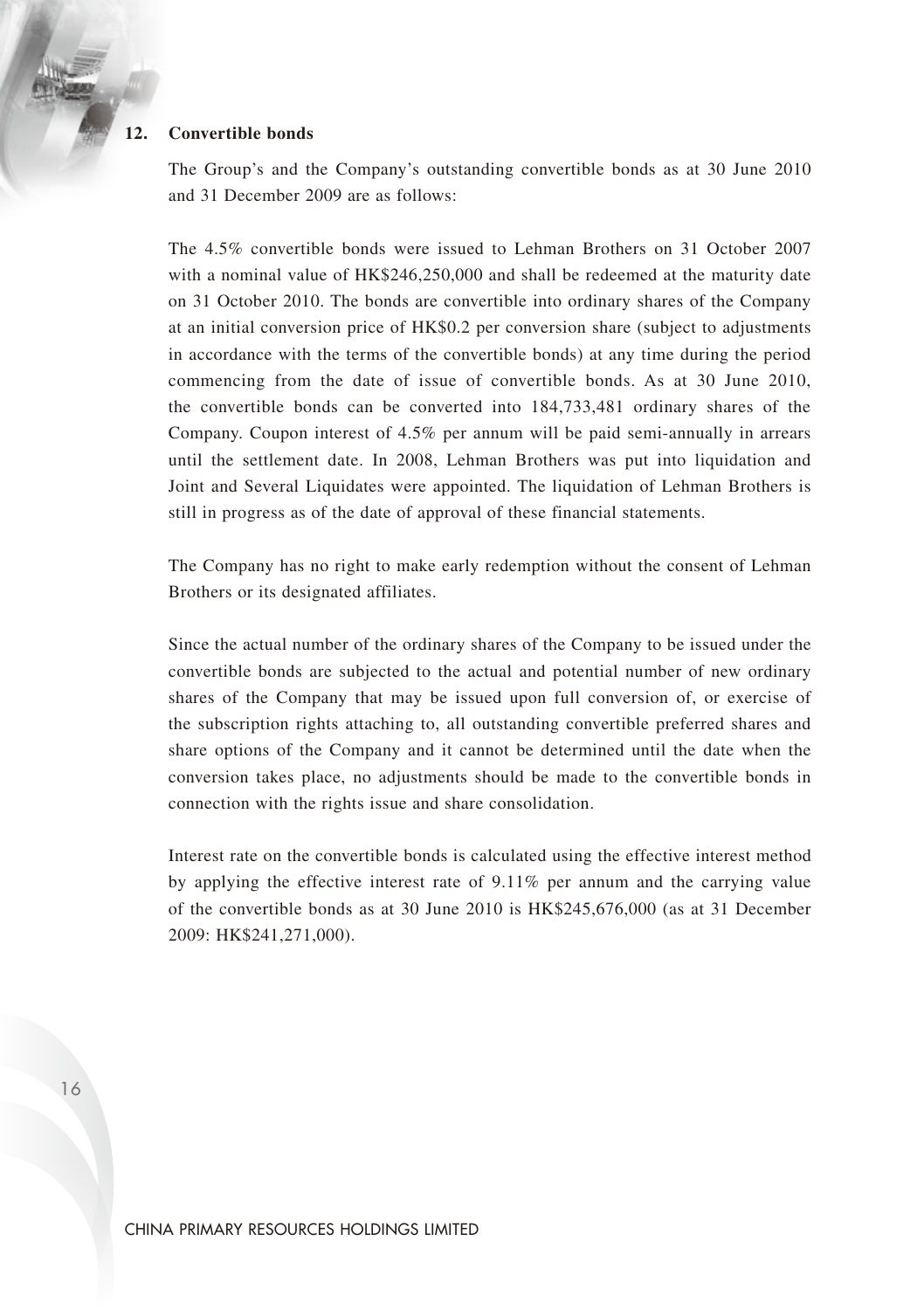## 12. Convertible bonds

The Group's and the Company's outstanding convertible bonds as at 30 June 2010 and 31 December 2009 are as follows:

The 4.5% convertible bonds were issued to Lehman Brothers on 31 October 2007 with a nominal value of HK$246,250,000 and shall be redeemed at the maturity date on 31 October 2010. The bonds are convertible into ordinary shares of the Company at an initial conversion price of HK$0.2 per conversion share (subject to adjustments in accordance with the terms of the convertible bonds) at any time during the period commencing from the date of issue of convertible bonds. As at 30 June 2010, the convertible bonds can be converted into 184,733,481 ordinary shares of the Company. Coupon interest of 4.5% per annum will be paid semi-annually in arrears until the settlement date. In 2008, Lehman Brothers was put into liquidation and Joint and Several Liquidates were appointed. The liquidation of Lehman Brothers is still in progress as of the date of approval of these financial statements.

The Company has no right to make early redemption without the consent of Lehman Brothers or its designated affiliates.

Since the actual number of the ordinary shares of the Company to be issued under the convertible bonds are subjected to the actual and potential number of new ordinary shares of the Company that may be issued upon full conversion of, or exercise of the subscription rights attaching to, all outstanding convertible preferred shares and share options of the Company and it cannot be determined until the date when the conversion takes place, no adjustments should be made to the convertible bonds in connection with the rights issue and share consolidation.

Interest rate on the convertible bonds is calculated using the effective interest method by applying the effective interest rate of 9.11% per annum and the carrying value of the convertible bonds as at 30 June 2010 is HK$245,676,000 (as at 31 December 2009: HK$241,271,000).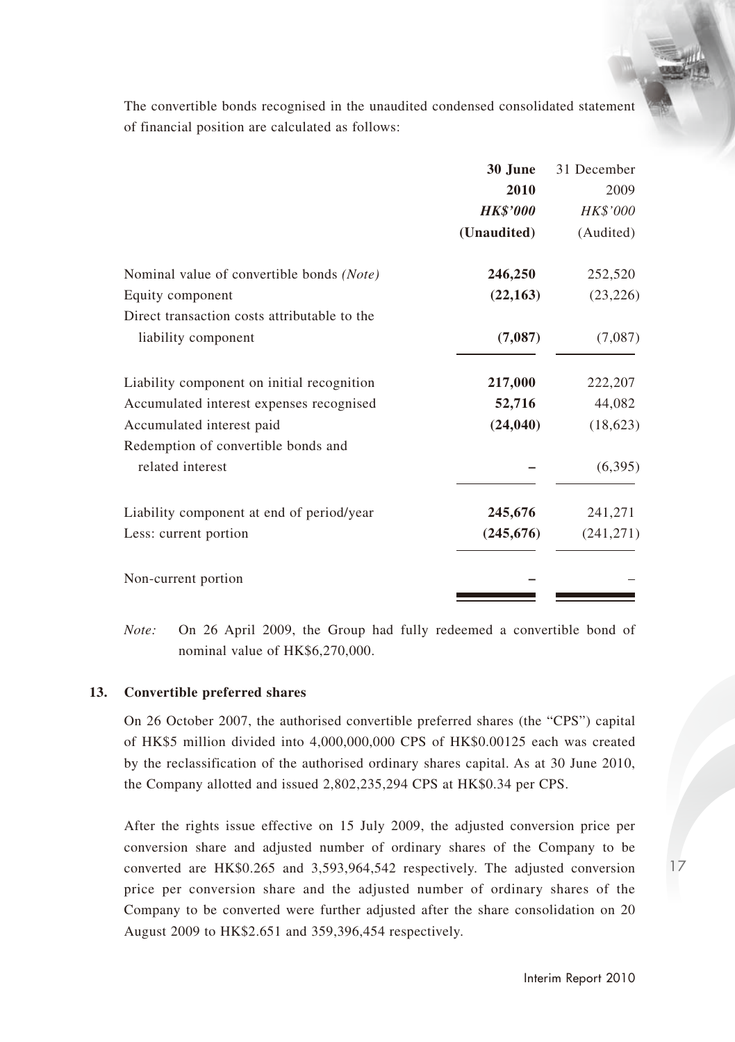The convertible bonds recognised in the unaudited condensed consolidated statement of financial position are calculated as follows:

| | **30 June 2010** | 31 December 2009 |
|---|---|---|
| | ***HK$'000*** | *HK$'000* |
| | **(Unaudited)** | (Audited) |
| Nominal value of convertible bonds *(Note)* | **246,250** | 252,520 |
| Equity component | **(22,163)** | (23,226) |
| Direct transaction costs attributable to the liability component | **(7,087)** | (7,087) |
| Liability component on initial recognition | **217,000** | 222,207 |
| Accumulated interest expenses recognised | **52,716** | 44,082 |
| Accumulated interest paid | **(24,040)** | (18,623) |
| Redemption of convertible bonds and related interest | **–** | (6,395) |
| Liability component at end of period/year | **245,676** | 241,271 |
| Less: current portion | **(245,676)** | (241,271) |
| Non-current portion | **–** | – |

*Note:* On 26 April 2009, the Group had fully redeemed a convertible bond of nominal value of HK$6,270,000.

## 13. Convertible preferred shares

On 26 October 2007, the authorised convertible preferred shares (the "CPS") capital of HK$5 million divided into 4,000,000,000 CPS of HK$0.00125 each was created by the reclassification of the authorised ordinary shares capital. As at 30 June 2010, the Company allotted and issued 2,802,235,294 CPS at HK$0.34 per CPS.

After the rights issue effective on 15 July 2009, the adjusted conversion price per conversion share and adjusted number of ordinary shares of the Company to be converted are HK$0.265 and 3,593,964,542 respectively. The adjusted conversion price per conversion share and the adjusted number of ordinary shares of the Company to be converted were further adjusted after the share consolidation on 20 August 2009 to HK$2.651 and 359,396,454 respectively.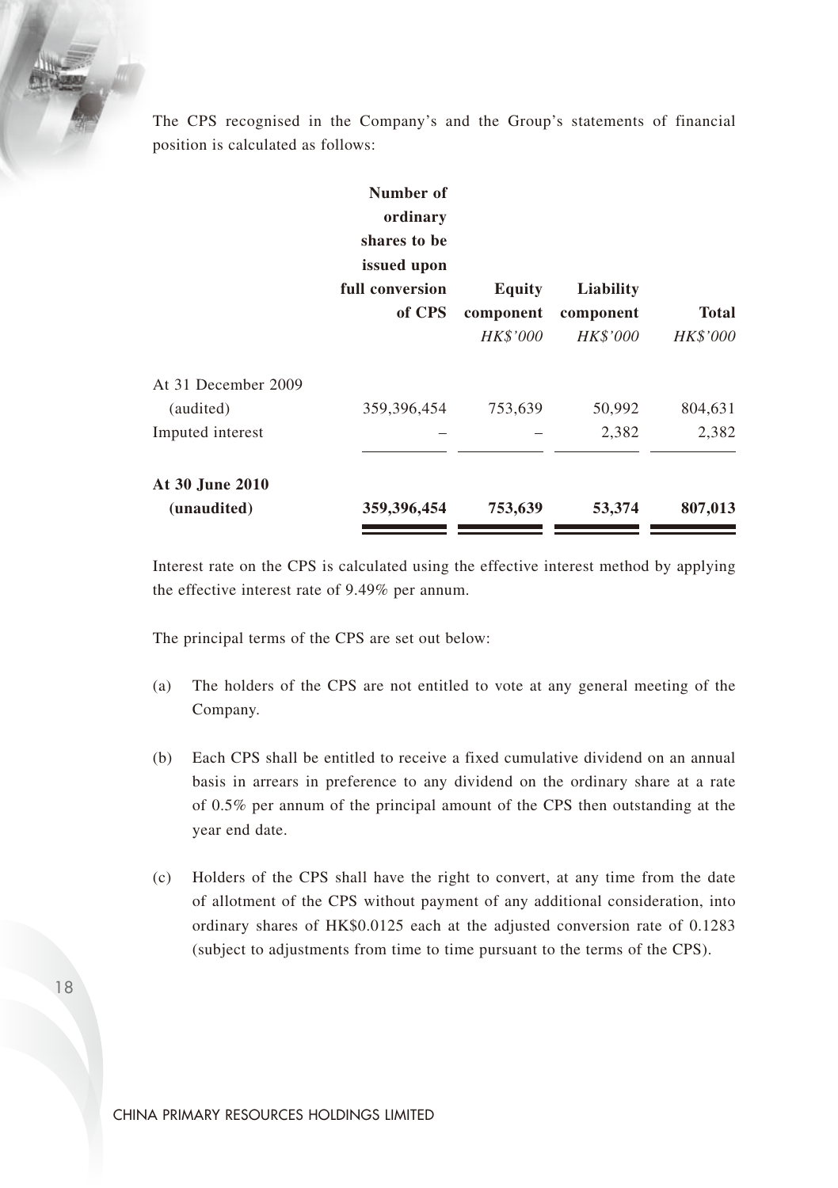The CPS recognised in the Company's and the Group's statements of financial position is calculated as follows:

| | Number of ordinary shares to be issued upon full conversion of CPS | Equity component | Liability component | Total |
|---|---|---|---|---|
| | | *HK$'000* | *HK$'000* | *HK$'000* |
| At 31 December 2009 (audited) | 359,396,454 | 753,639 | 50,992 | 804,631 |
| Imputed interest | – | – | 2,382 | 2,382 |
| **At 30 June 2010 (unaudited)** | **359,396,454** | **753,639** | **53,374** | **807,013** |

Interest rate on the CPS is calculated using the effective interest method by applying the effective interest rate of 9.49% per annum.

The principal terms of the CPS are set out below:

(a) The holders of the CPS are not entitled to vote at any general meeting of the Company.

(b) Each CPS shall be entitled to receive a fixed cumulative dividend on an annual basis in arrears in preference to any dividend on the ordinary share at a rate of 0.5% per annum of the principal amount of the CPS then outstanding at the year end date.

(c) Holders of the CPS shall have the right to convert, at any time from the date of allotment of the CPS without payment of any additional consideration, into ordinary shares of HK$0.0125 each at the adjusted conversion rate of 0.1283 (subject to adjustments from time to time pursuant to the terms of the CPS).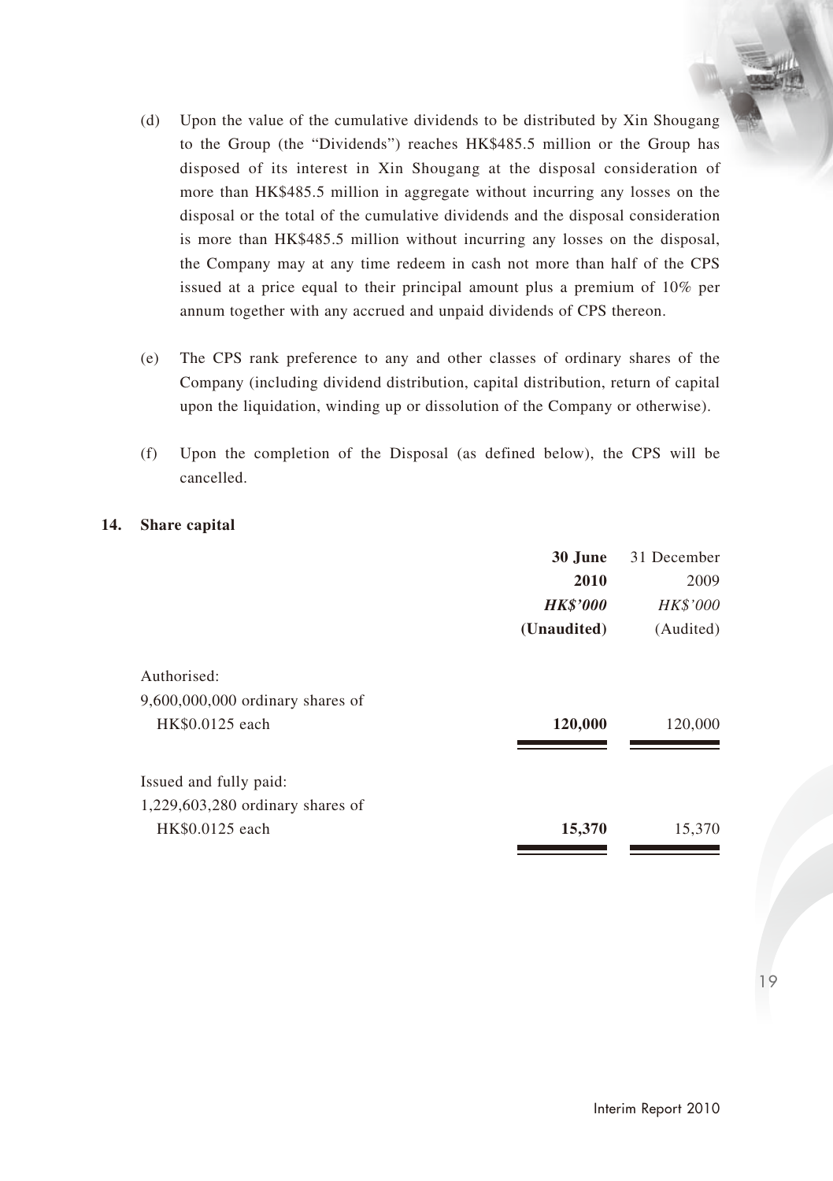(d) Upon the value of the cumulative dividends to be distributed by Xin Shougang to the Group (the "Dividends") reaches HK$485.5 million or the Group has disposed of its interest in Xin Shougang at the disposal consideration of more than HK$485.5 million in aggregate without incurring any losses on the disposal or the total of the cumulative dividends and the disposal consideration is more than HK$485.5 million without incurring any losses on the disposal, the Company may at any time redeem in cash not more than half of the CPS issued at a price equal to their principal amount plus a premium of 10% per annum together with any accrued and unpaid dividends of CPS thereon.

(e) The CPS rank preference to any and other classes of ordinary shares of the Company (including dividend distribution, capital distribution, return of capital upon the liquidation, winding up or dissolution of the Company or otherwise).

(f) Upon the completion of the Disposal (as defined below), the CPS will be cancelled.

## 14. Share capital

| | **30 June 2010** | 31 December 2009 |
|---|---|---|
| | ***HK$'000*** | *HK$'000* |
| | **(Unaudited)** | (Audited) |
| Authorised: | | |
| 9,600,000,000 ordinary shares of HK$0.0125 each | **120,000** | 120,000 |
| Issued and fully paid: | | |
| 1,229,603,280 ordinary shares of HK$0.0125 each | **15,370** | 15,370 |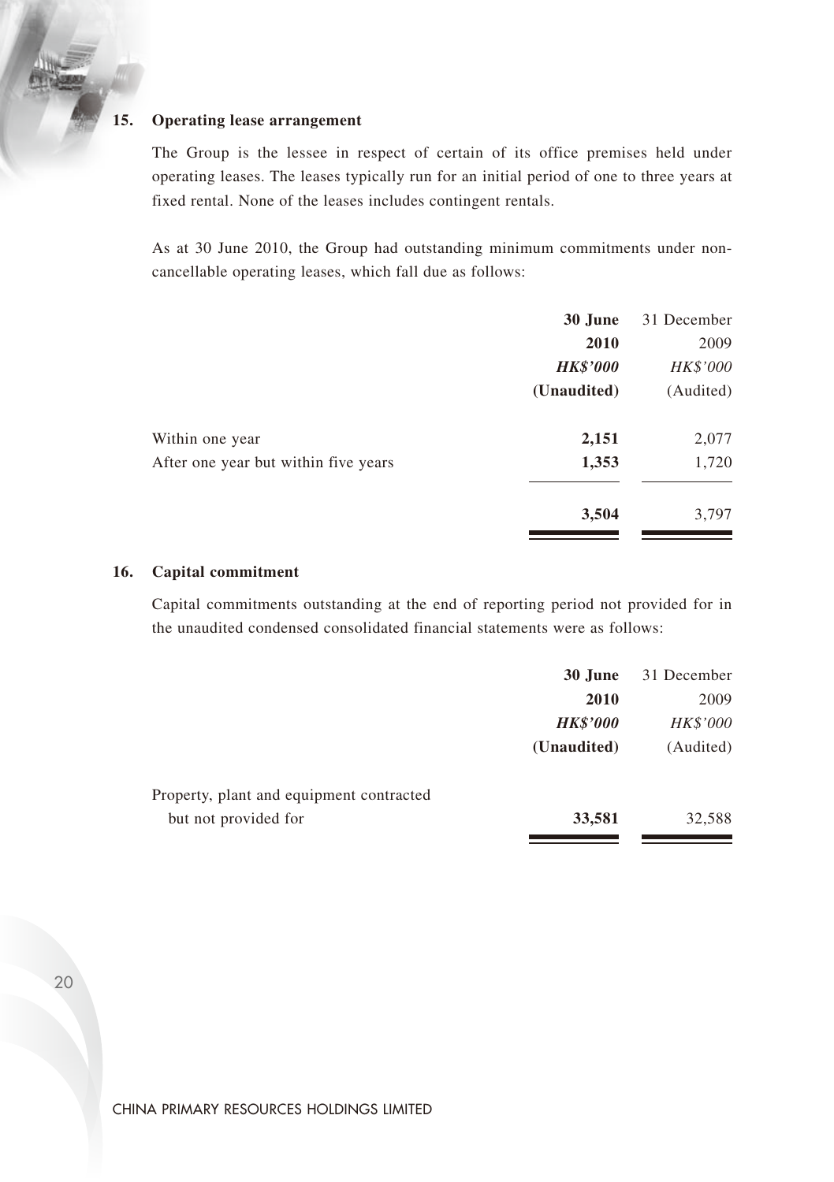## 15. Operating lease arrangement

The Group is the lessee in respect of certain of its office premises held under operating leases. The leases typically run for an initial period of one to three years at fixed rental. None of the leases includes contingent rentals.

As at 30 June 2010, the Group had outstanding minimum commitments under non-cancellable operating leases, which fall due as follows:

| | **30 June 2010** | 31 December 2009 |
|---|---|---|
| | ***HK$'000*** | *HK$'000* |
| | **(Unaudited)** | (Audited) |
| Within one year | **2,151** | 2,077 |
| After one year but within five years | **1,353** | 1,720 |
| | **3,504** | 3,797 |

## 16. Capital commitment

Capital commitments outstanding at the end of reporting period not provided for in the unaudited condensed consolidated financial statements were as follows:

| | **30 June 2010** | 31 December 2009 |
|---|---|---|
| | ***HK$'000*** | *HK$'000* |
| | **(Unaudited)** | (Audited) |
| Property, plant and equipment contracted but not provided for | **33,581** | 32,588 |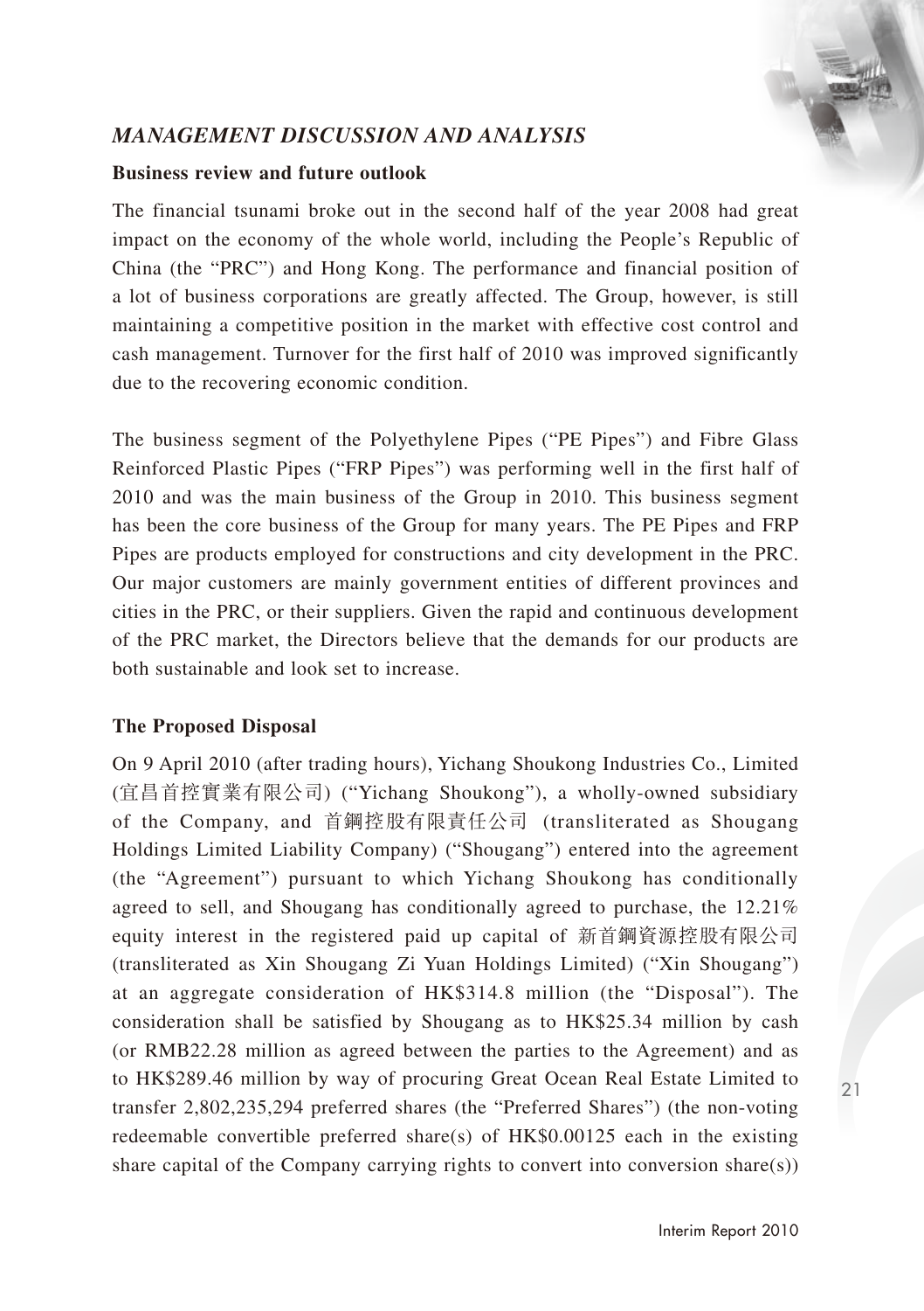## *MANAGEMENT DISCUSSION AND ANALYSIS*

### Business review and future outlook

The financial tsunami broke out in the second half of the year 2008 had great impact on the economy of the whole world, including the People's Republic of China (the "PRC") and Hong Kong. The performance and financial position of a lot of business corporations are greatly affected. The Group, however, is still maintaining a competitive position in the market with effective cost control and cash management. Turnover for the first half of 2010 was improved significantly due to the recovering economic condition.

The business segment of the Polyethylene Pipes ("PE Pipes") and Fibre Glass Reinforced Plastic Pipes ("FRP Pipes") was performing well in the first half of 2010 and was the main business of the Group in 2010. This business segment has been the core business of the Group for many years. The PE Pipes and FRP Pipes are products employed for constructions and city development in the PRC. Our major customers are mainly government entities of different provinces and cities in the PRC, or their suppliers. Given the rapid and continuous development of the PRC market, the Directors believe that the demands for our products are both sustainable and look set to increase.

### The Proposed Disposal

On 9 April 2010 (after trading hours), Yichang Shoukong Industries Co., Limited (宜昌首控實業有限公司) ("Yichang Shoukong"), a wholly-owned subsidiary of the Company, and 首鋼控股有限責任公司 (transliterated as Shougang Holdings Limited Liability Company) ("Shougang") entered into the agreement (the "Agreement") pursuant to which Yichang Shoukong has conditionally agreed to sell, and Shougang has conditionally agreed to purchase, the 12.21% equity interest in the registered paid up capital of 新首鋼資源控股有限公司 (transliterated as Xin Shougang Zi Yuan Holdings Limited) ("Xin Shougang") at an aggregate consideration of HK$314.8 million (the "Disposal"). The consideration shall be satisfied by Shougang as to HK$25.34 million by cash (or RMB22.28 million as agreed between the parties to the Agreement) and as to HK$289.46 million by way of procuring Great Ocean Real Estate Limited to transfer 2,802,235,294 preferred shares (the "Preferred Shares") (the non-voting redeemable convertible preferred share(s) of HK$0.00125 each in the existing share capital of the Company carrying rights to convert into conversion share(s))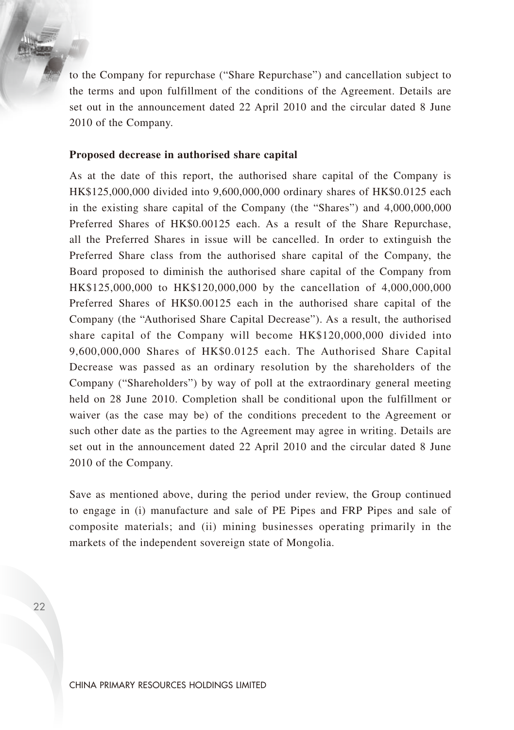to the Company for repurchase ("Share Repurchase") and cancellation subject to the terms and upon fulfillment of the conditions of the Agreement. Details are set out in the announcement dated 22 April 2010 and the circular dated 8 June 2010 of the Company.

**Proposed decrease in authorised share capital**

As at the date of this report, the authorised share capital of the Company is HK$125,000,000 divided into 9,600,000,000 ordinary shares of HK$0.0125 each in the existing share capital of the Company (the "Shares") and 4,000,000,000 Preferred Shares of HK$0.00125 each. As a result of the Share Repurchase, all the Preferred Shares in issue will be cancelled. In order to extinguish the Preferred Share class from the authorised share capital of the Company, the Board proposed to diminish the authorised share capital of the Company from HK$125,000,000 to HK$120,000,000 by the cancellation of 4,000,000,000 Preferred Shares of HK$0.00125 each in the authorised share capital of the Company (the "Authorised Share Capital Decrease"). As a result, the authorised share capital of the Company will become HK$120,000,000 divided into 9,600,000,000 Shares of HK$0.0125 each. The Authorised Share Capital Decrease was passed as an ordinary resolution by the shareholders of the Company ("Shareholders") by way of poll at the extraordinary general meeting held on 28 June 2010. Completion shall be conditional upon the fulfillment or waiver (as the case may be) of the conditions precedent to the Agreement or such other date as the parties to the Agreement may agree in writing. Details are set out in the announcement dated 22 April 2010 and the circular dated 8 June 2010 of the Company.

Save as mentioned above, during the period under review, the Group continued to engage in (i) manufacture and sale of PE Pipes and FRP Pipes and sale of composite materials; and (ii) mining businesses operating primarily in the markets of the independent sovereign state of Mongolia.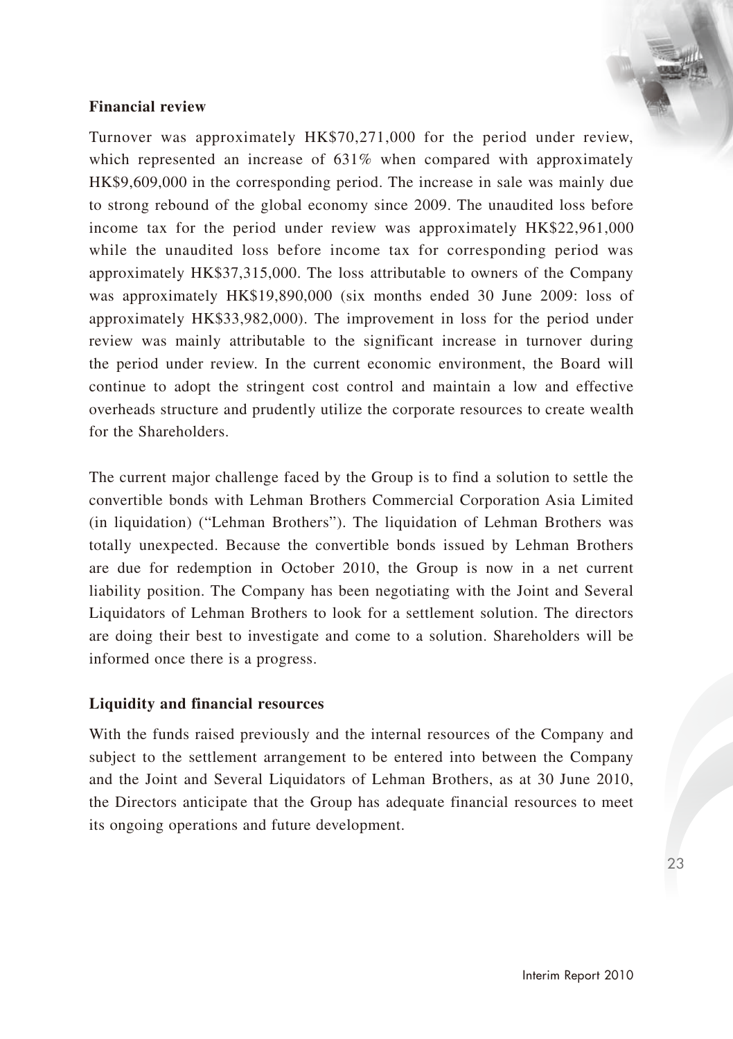**Financial review**

Turnover was approximately HK$70,271,000 for the period under review, which represented an increase of 631% when compared with approximately HK$9,609,000 in the corresponding period. The increase in sale was mainly due to strong rebound of the global economy since 2009. The unaudited loss before income tax for the period under review was approximately HK$22,961,000 while the unaudited loss before income tax for corresponding period was approximately HK$37,315,000. The loss attributable to owners of the Company was approximately HK$19,890,000 (six months ended 30 June 2009: loss of approximately HK$33,982,000). The improvement in loss for the period under review was mainly attributable to the significant increase in turnover during the period under review. In the current economic environment, the Board will continue to adopt the stringent cost control and maintain a low and effective overheads structure and prudently utilize the corporate resources to create wealth for the Shareholders.

The current major challenge faced by the Group is to find a solution to settle the convertible bonds with Lehman Brothers Commercial Corporation Asia Limited (in liquidation) ("Lehman Brothers"). The liquidation of Lehman Brothers was totally unexpected. Because the convertible bonds issued by Lehman Brothers are due for redemption in October 2010, the Group is now in a net current liability position. The Company has been negotiating with the Joint and Several Liquidators of Lehman Brothers to look for a settlement solution. The directors are doing their best to investigate and come to a solution. Shareholders will be informed once there is a progress.

**Liquidity and financial resources**

With the funds raised previously and the internal resources of the Company and subject to the settlement arrangement to be entered into between the Company and the Joint and Several Liquidators of Lehman Brothers, as at 30 June 2010, the Directors anticipate that the Group has adequate financial resources to meet its ongoing operations and future development.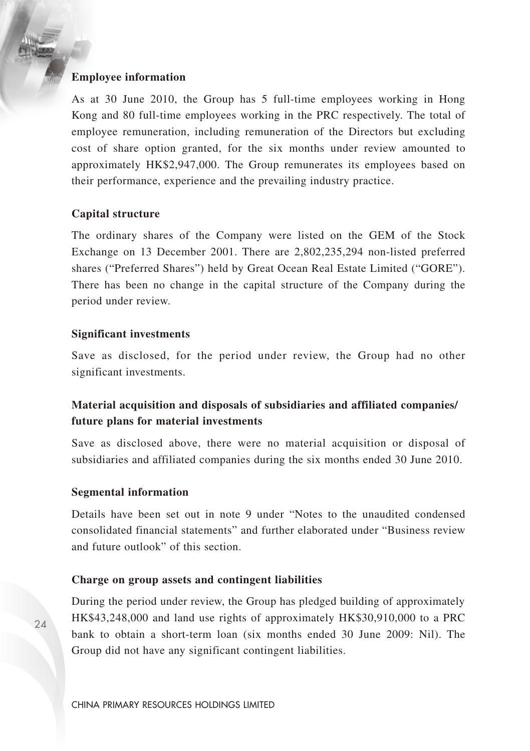**Employee information**

As at 30 June 2010, the Group has 5 full-time employees working in Hong Kong and 80 full-time employees working in the PRC respectively. The total of employee remuneration, including remuneration of the Directors but excluding cost of share option granted, for the six months under review amounted to approximately HK$2,947,000. The Group remunerates its employees based on their performance, experience and the prevailing industry practice.

**Capital structure**

The ordinary shares of the Company were listed on the GEM of the Stock Exchange on 13 December 2001. There are 2,802,235,294 non-listed preferred shares ("Preferred Shares") held by Great Ocean Real Estate Limited ("GORE"). There has been no change in the capital structure of the Company during the period under review.

**Significant investments**

Save as disclosed, for the period under review, the Group had no other significant investments.

**Material acquisition and disposals of subsidiaries and affiliated companies/ future plans for material investments**

Save as disclosed above, there were no material acquisition or disposal of subsidiaries and affiliated companies during the six months ended 30 June 2010.

**Segmental information**

Details have been set out in note 9 under "Notes to the unaudited condensed consolidated financial statements" and further elaborated under "Business review and future outlook" of this section.

**Charge on group assets and contingent liabilities**

During the period under review, the Group has pledged building of approximately HK$43,248,000 and land use rights of approximately HK$30,910,000 to a PRC bank to obtain a short-term loan (six months ended 30 June 2009: Nil). The Group did not have any significant contingent liabilities.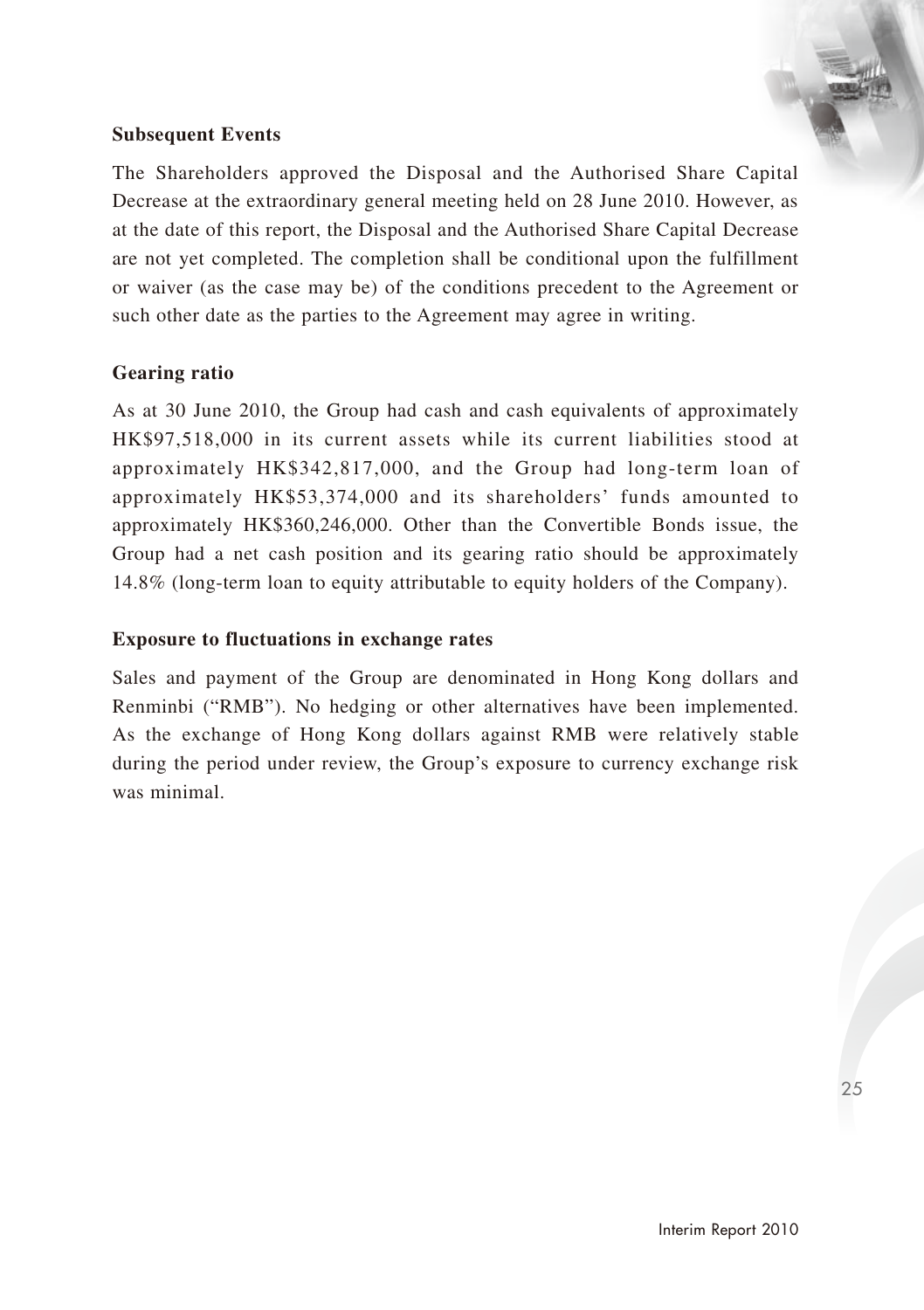### Subsequent Events

The Shareholders approved the Disposal and the Authorised Share Capital Decrease at the extraordinary general meeting held on 28 June 2010. However, as at the date of this report, the Disposal and the Authorised Share Capital Decrease are not yet completed. The completion shall be conditional upon the fulfillment or waiver (as the case may be) of the conditions precedent to the Agreement or such other date as the parties to the Agreement may agree in writing.

### Gearing ratio

As at 30 June 2010, the Group had cash and cash equivalents of approximately HK$97,518,000 in its current assets while its current liabilities stood at approximately HK$342,817,000, and the Group had long-term loan of approximately HK$53,374,000 and its shareholders' funds amounted to approximately HK$360,246,000. Other than the Convertible Bonds issue, the Group had a net cash position and its gearing ratio should be approximately 14.8% (long-term loan to equity attributable to equity holders of the Company).

### Exposure to fluctuations in exchange rates

Sales and payment of the Group are denominated in Hong Kong dollars and Renminbi ("RMB"). No hedging or other alternatives have been implemented. As the exchange of Hong Kong dollars against RMB were relatively stable during the period under review, the Group's exposure to currency exchange risk was minimal.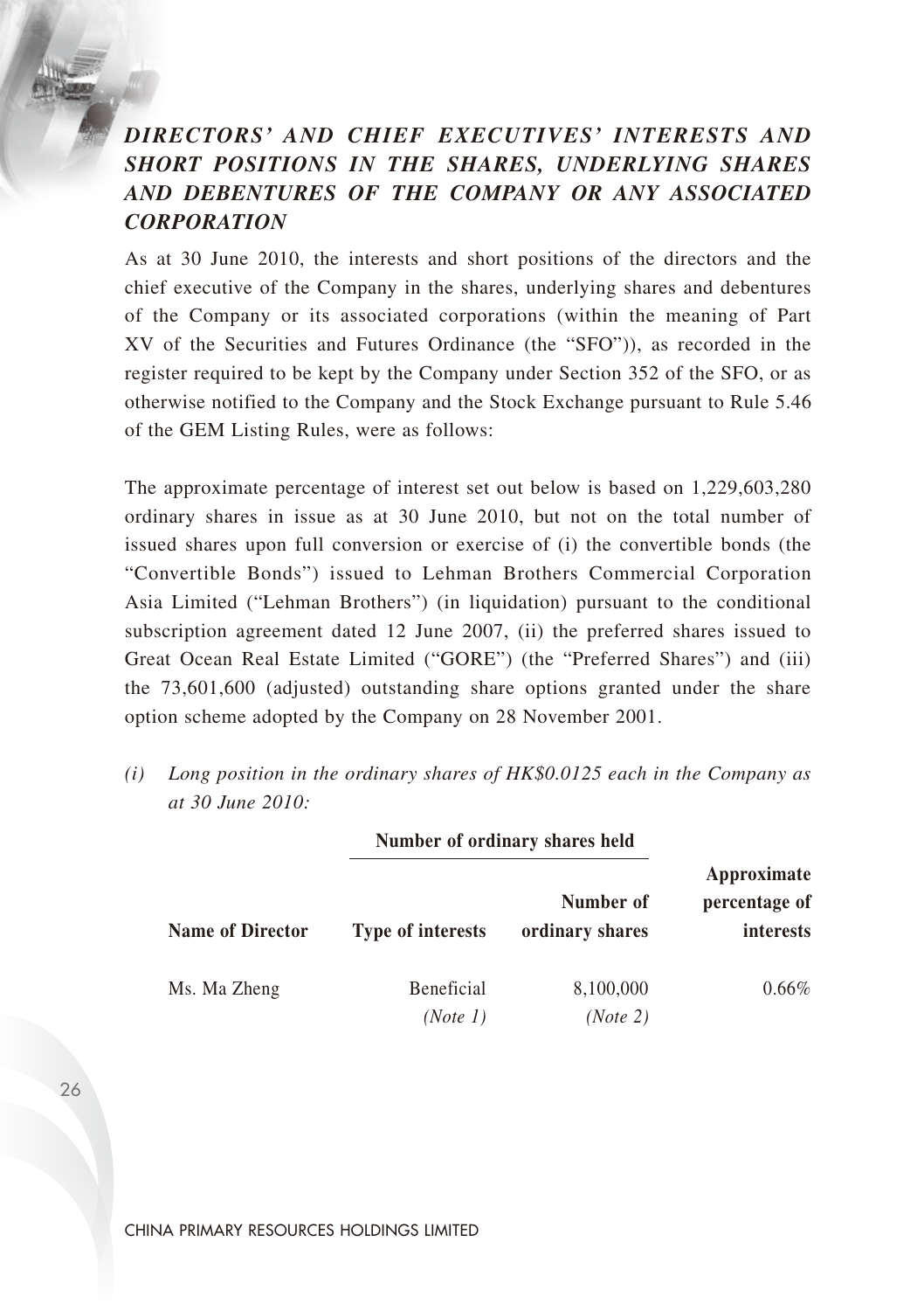## *DIRECTORS' AND CHIEF EXECUTIVES' INTERESTS AND SHORT POSITIONS IN THE SHARES, UNDERLYING SHARES AND DEBENTURES OF THE COMPANY OR ANY ASSOCIATED CORPORATION*

As at 30 June 2010, the interests and short positions of the directors and the chief executive of the Company in the shares, underlying shares and debentures of the Company or its associated corporations (within the meaning of Part XV of the Securities and Futures Ordinance (the "SFO")), as recorded in the register required to be kept by the Company under Section 352 of the SFO, or as otherwise notified to the Company and the Stock Exchange pursuant to Rule 5.46 of the GEM Listing Rules, were as follows:

The approximate percentage of interest set out below is based on 1,229,603,280 ordinary shares in issue as at 30 June 2010, but not on the total number of issued shares upon full conversion or exercise of (i) the convertible bonds (the "Convertible Bonds") issued to Lehman Brothers Commercial Corporation Asia Limited ("Lehman Brothers") (in liquidation) pursuant to the conditional subscription agreement dated 12 June 2007, (ii) the preferred shares issued to Great Ocean Real Estate Limited ("GORE") (the "Preferred Shares") and (iii) the 73,601,600 (adjusted) outstanding share options granted under the share option scheme adopted by the Company on 28 November 2001.

*(i) Long position in the ordinary shares of HK$0.0125 each in the Company as at 30 June 2010:*

| | **Number of ordinary shares held** | | |
|---|---|---|---|
| **Name of Director** | **Type of interests** | **Number of ordinary shares** | **Approximate percentage of interests** |
| Ms. Ma Zheng | Beneficial *(Note 1)* | 8,100,000 *(Note 2)* | 0.66% |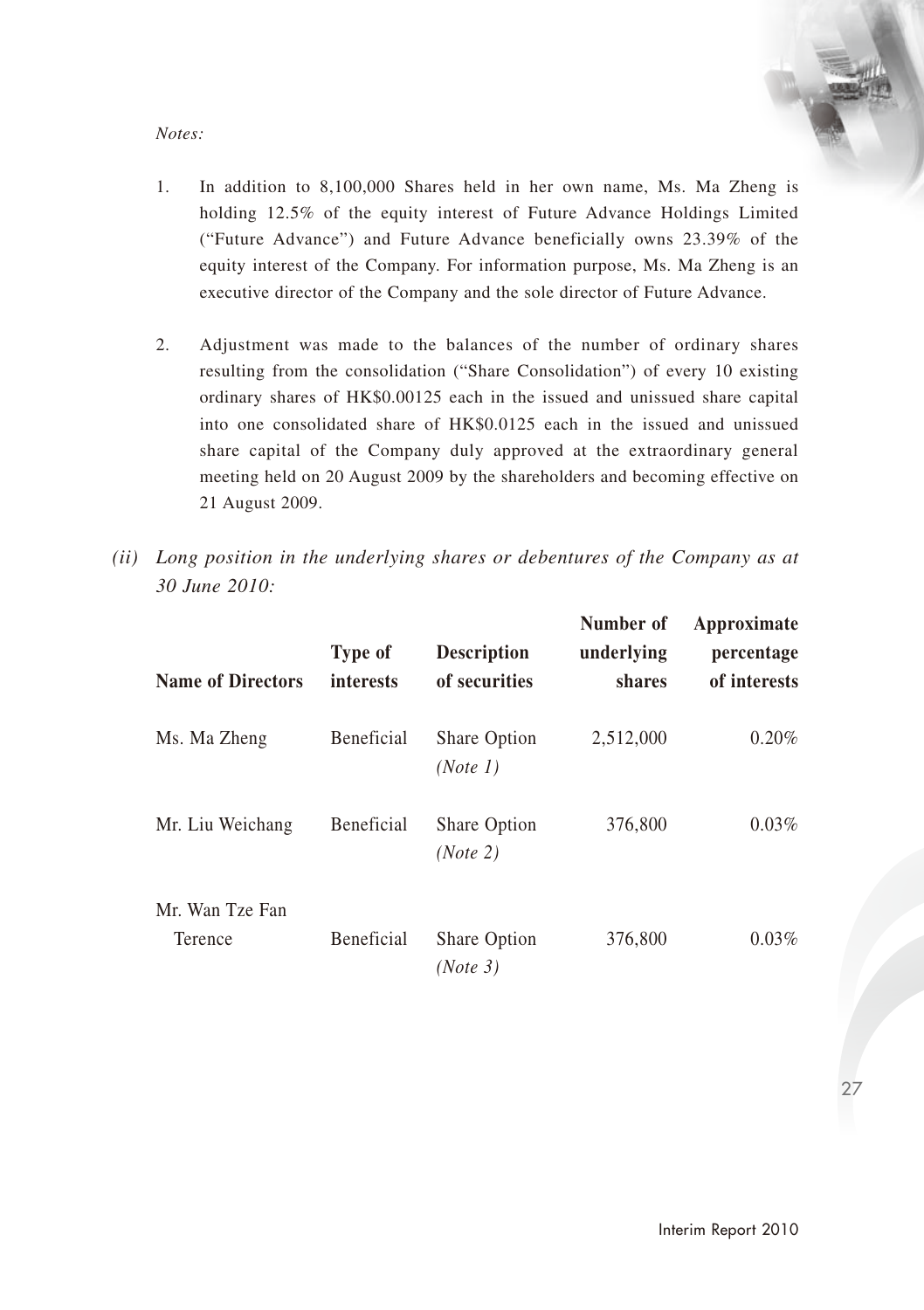*Notes:*

1. In addition to 8,100,000 Shares held in her own name, Ms. Ma Zheng is holding 12.5% of the equity interest of Future Advance Holdings Limited ("Future Advance") and Future Advance beneficially owns 23.39% of the equity interest of the Company. For information purpose, Ms. Ma Zheng is an executive director of the Company and the sole director of Future Advance.

2. Adjustment was made to the balances of the number of ordinary shares resulting from the consolidation ("Share Consolidation") of every 10 existing ordinary shares of HK$0.00125 each in the issued and unissued share capital into one consolidated share of HK$0.0125 each in the issued and unissued share capital of the Company duly approved at the extraordinary general meeting held on 20 August 2009 by the shareholders and becoming effective on 21 August 2009.

*(ii) Long position in the underlying shares or debentures of the Company as at 30 June 2010:*

| Name of Directors | Type of interests | Description of securities | Number of underlying shares | Approximate percentage of interests |
|---|---|---|---|---|
| Ms. Ma Zheng | Beneficial | Share Option *(Note 1)* | 2,512,000 | 0.20% |
| Mr. Liu Weichang | Beneficial | Share Option *(Note 2)* | 376,800 | 0.03% |
| Mr. Wan Tze Fan Terence | Beneficial | Share Option *(Note 3)* | 376,800 | 0.03% |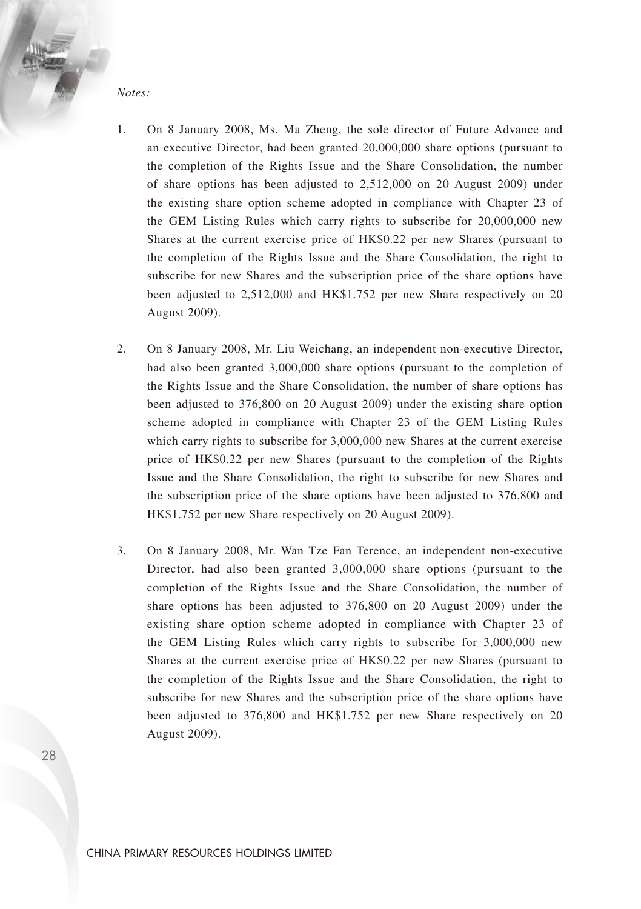*Notes:*

1. On 8 January 2008, Ms. Ma Zheng, the sole director of Future Advance and an executive Director, had been granted 20,000,000 share options (pursuant to the completion of the Rights Issue and the Share Consolidation, the number of share options has been adjusted to 2,512,000 on 20 August 2009) under the existing share option scheme adopted in compliance with Chapter 23 of the GEM Listing Rules which carry rights to subscribe for 20,000,000 new Shares at the current exercise price of HK$0.22 per new Shares (pursuant to the completion of the Rights Issue and the Share Consolidation, the right to subscribe for new Shares and the subscription price of the share options have been adjusted to 2,512,000 and HK$1.752 per new Share respectively on 20 August 2009).

2. On 8 January 2008, Mr. Liu Weichang, an independent non-executive Director, had also been granted 3,000,000 share options (pursuant to the completion of the Rights Issue and the Share Consolidation, the number of share options has been adjusted to 376,800 on 20 August 2009) under the existing share option scheme adopted in compliance with Chapter 23 of the GEM Listing Rules which carry rights to subscribe for 3,000,000 new Shares at the current exercise price of HK$0.22 per new Shares (pursuant to the completion of the Rights Issue and the Share Consolidation, the right to subscribe for new Shares and the subscription price of the share options have been adjusted to 376,800 and HK$1.752 per new Share respectively on 20 August 2009).

3. On 8 January 2008, Mr. Wan Tze Fan Terence, an independent non-executive Director, had also been granted 3,000,000 share options (pursuant to the completion of the Rights Issue and the Share Consolidation, the number of share options has been adjusted to 376,800 on 20 August 2009) under the existing share option scheme adopted in compliance with Chapter 23 of the GEM Listing Rules which carry rights to subscribe for 3,000,000 new Shares at the current exercise price of HK$0.22 per new Shares (pursuant to the completion of the Rights Issue and the Share Consolidation, the right to subscribe for new Shares and the subscription price of the share options have been adjusted to 376,800 and HK$1.752 per new Share respectively on 20 August 2009).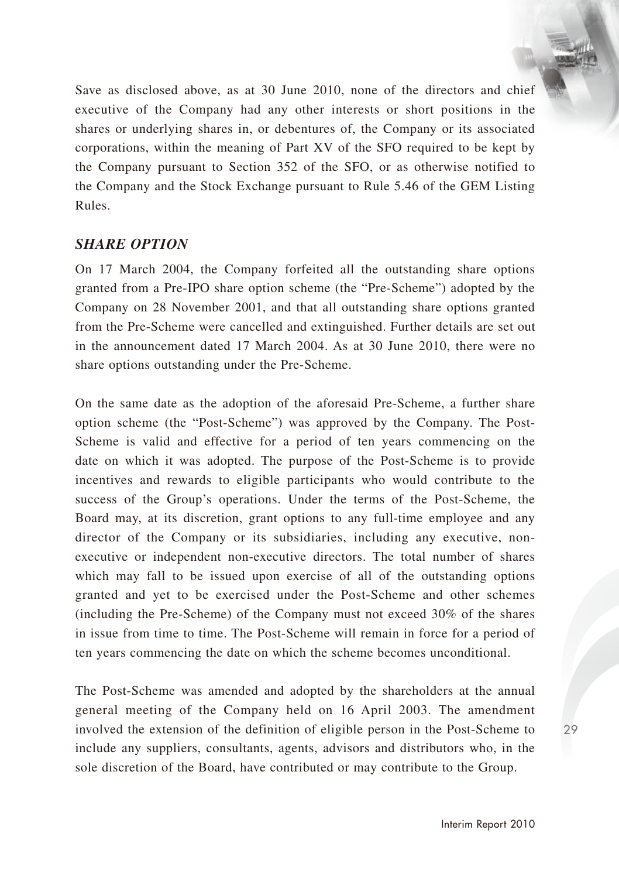Save as disclosed above, as at 30 June 2010, none of the directors and chief executive of the Company had any other interests or short positions in the shares or underlying shares in, or debentures of, the Company or its associated corporations, within the meaning of Part XV of the SFO required to be kept by the Company pursuant to Section 352 of the SFO, or as otherwise notified to the Company and the Stock Exchange pursuant to Rule 5.46 of the GEM Listing Rules.

## *SHARE OPTION*

On 17 March 2004, the Company forfeited all the outstanding share options granted from a Pre-IPO share option scheme (the "Pre-Scheme") adopted by the Company on 28 November 2001, and that all outstanding share options granted from the Pre-Scheme were cancelled and extinguished. Further details are set out in the announcement dated 17 March 2004. As at 30 June 2010, there were no share options outstanding under the Pre-Scheme.

On the same date as the adoption of the aforesaid Pre-Scheme, a further share option scheme (the "Post-Scheme") was approved by the Company. The Post-Scheme is valid and effective for a period of ten years commencing on the date on which it was adopted. The purpose of the Post-Scheme is to provide incentives and rewards to eligible participants who would contribute to the success of the Group's operations. Under the terms of the Post-Scheme, the Board may, at its discretion, grant options to any full-time employee and any director of the Company or its subsidiaries, including any executive, non-executive or independent non-executive directors. The total number of shares which may fall to be issued upon exercise of all of the outstanding options granted and yet to be exercised under the Post-Scheme and other schemes (including the Pre-Scheme) of the Company must not exceed 30% of the shares in issue from time to time. The Post-Scheme will remain in force for a period of ten years commencing the date on which the scheme becomes unconditional.

The Post-Scheme was amended and adopted by the shareholders at the annual general meeting of the Company held on 16 April 2003. The amendment involved the extension of the definition of eligible person in the Post-Scheme to include any suppliers, consultants, agents, advisors and distributors who, in the sole discretion of the Board, have contributed or may contribute to the Group.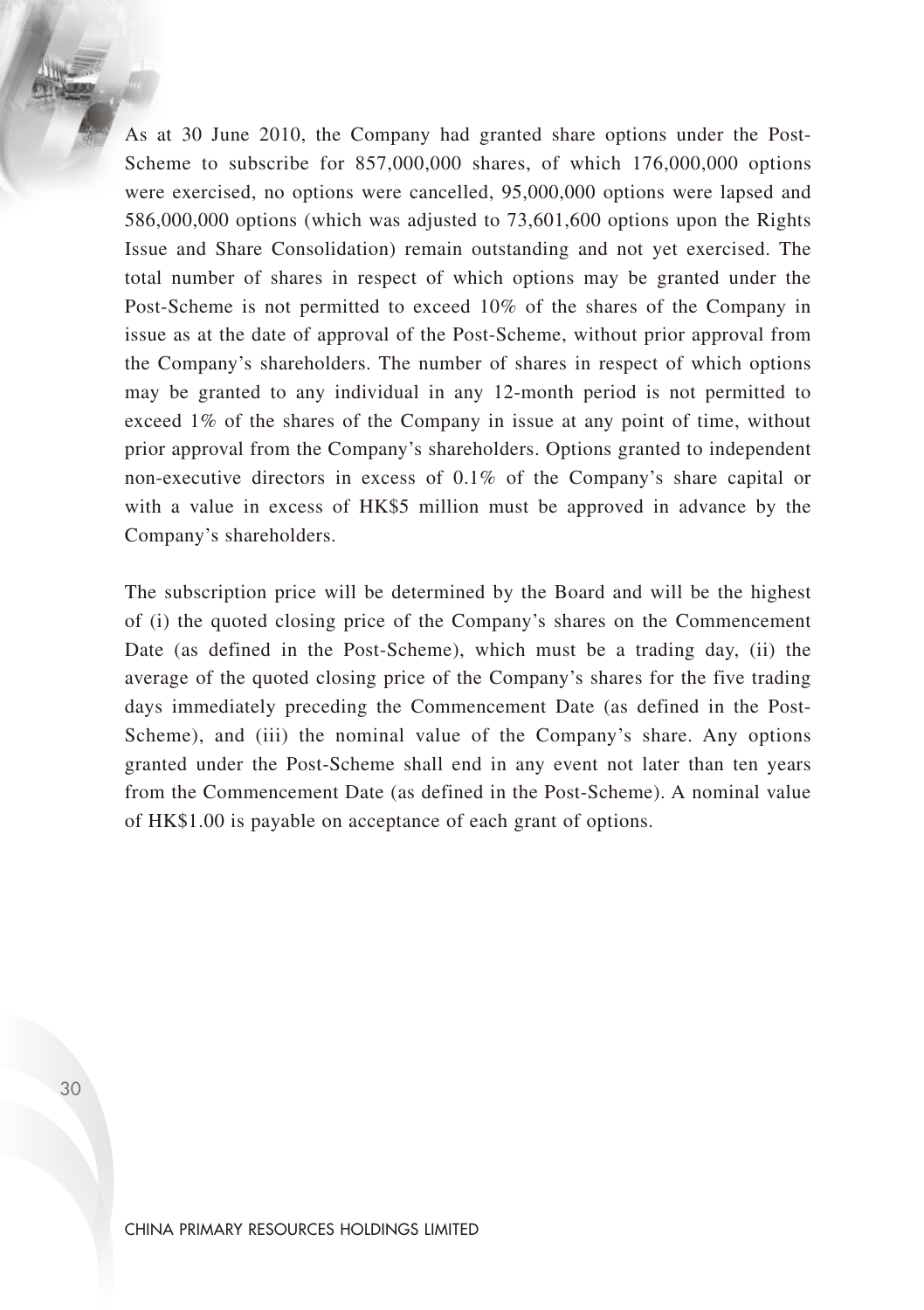As at 30 June 2010, the Company had granted share options under the Post-Scheme to subscribe for 857,000,000 shares, of which 176,000,000 options were exercised, no options were cancelled, 95,000,000 options were lapsed and 586,000,000 options (which was adjusted to 73,601,600 options upon the Rights Issue and Share Consolidation) remain outstanding and not yet exercised. The total number of shares in respect of which options may be granted under the Post-Scheme is not permitted to exceed 10% of the shares of the Company in issue as at the date of approval of the Post-Scheme, without prior approval from the Company's shareholders. The number of shares in respect of which options may be granted to any individual in any 12-month period is not permitted to exceed 1% of the shares of the Company in issue at any point of time, without prior approval from the Company's shareholders. Options granted to independent non-executive directors in excess of 0.1% of the Company's share capital or with a value in excess of HK$5 million must be approved in advance by the Company's shareholders.

The subscription price will be determined by the Board and will be the highest of (i) the quoted closing price of the Company's shares on the Commencement Date (as defined in the Post-Scheme), which must be a trading day, (ii) the average of the quoted closing price of the Company's shares for the five trading days immediately preceding the Commencement Date (as defined in the Post-Scheme), and (iii) the nominal value of the Company's share. Any options granted under the Post-Scheme shall end in any event not later than ten years from the Commencement Date (as defined in the Post-Scheme). A nominal value of HK$1.00 is payable on acceptance of each grant of options.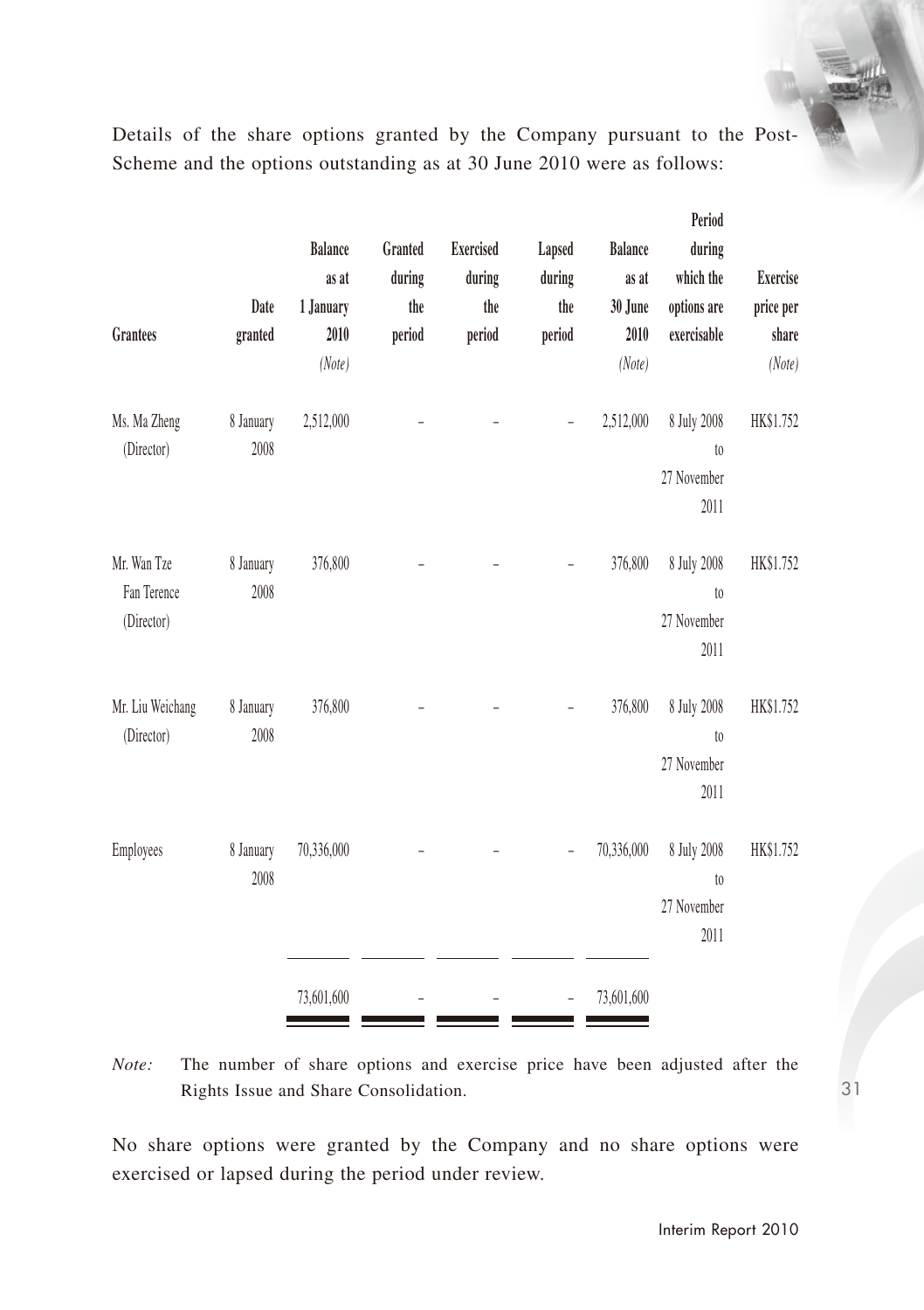Details of the share options granted by the Company pursuant to the Post-Scheme and the options outstanding as at 30 June 2010 were as follows:

| Grantees | Date granted | Balance as at 1 January 2010 *(Note)* | Granted during the period | Exercised during the period | Lapsed during the period | Balance as at 30 June 2010 *(Note)* | Period during which the options are exercisable | Exercise price per share *(Note)* |
|---|---|---|---|---|---|---|---|---|
| Ms. Ma Zheng (Director) | 8 January 2008 | 2,512,000 | – | – | – | 2,512,000 | 8 July 2008 to 27 November 2011 | HK$1.752 |
| Mr. Wan Tze Fan Terence (Director) | 8 January 2008 | 376,800 | – | – | – | 376,800 | 8 July 2008 to 27 November 2011 | HK$1.752 |
| Mr. Liu Weichang (Director) | 8 January 2008 | 376,800 | – | – | – | 376,800 | 8 July 2008 to 27 November 2011 | HK$1.752 |
| Employees | 8 January 2008 | 70,336,000 | – | – | – | 70,336,000 | 8 July 2008 to 27 November 2011 | HK$1.752 |
| | | 73,601,600 | – | – | – | 73,601,600 | | |

*Note:* The number of share options and exercise price have been adjusted after the Rights Issue and Share Consolidation.

No share options were granted by the Company and no share options were exercised or lapsed during the period under review.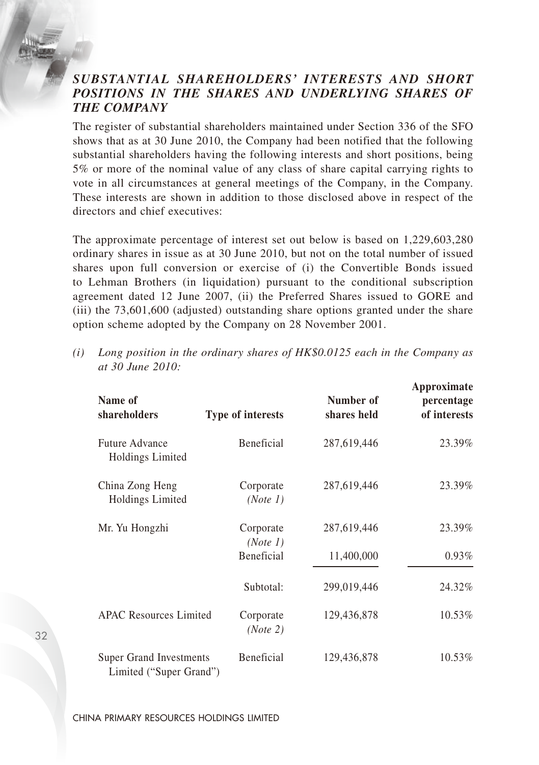### *SUBSTANTIAL SHAREHOLDERS' INTERESTS AND SHORT POSITIONS IN THE SHARES AND UNDERLYING SHARES OF THE COMPANY*

The register of substantial shareholders maintained under Section 336 of the SFO shows that as at 30 June 2010, the Company had been notified that the following substantial shareholders having the following interests and short positions, being 5% or more of the nominal value of any class of share capital carrying rights to vote in all circumstances at general meetings of the Company, in the Company. These interests are shown in addition to those disclosed above in respect of the directors and chief executives:

The approximate percentage of interest set out below is based on 1,229,603,280 ordinary shares in issue as at 30 June 2010, but not on the total number of issued shares upon full conversion or exercise of (i) the Convertible Bonds issued to Lehman Brothers (in liquidation) pursuant to the conditional subscription agreement dated 12 June 2007, (ii) the Preferred Shares issued to GORE and (iii) the 73,601,600 (adjusted) outstanding share options granted under the share option scheme adopted by the Company on 28 November 2001.

*(i) Long position in the ordinary shares of HK$0.0125 each in the Company as at 30 June 2010:*

| Name of shareholders | Type of interests | Number of shares held | Approximate percentage of interests |
|---|---|---|---|
| Future Advance Holdings Limited | Beneficial | 287,619,446 | 23.39% |
| China Zong Heng Holdings Limited | Corporate *(Note 1)* | 287,619,446 | 23.39% |
| Mr. Yu Hongzhi | Corporate *(Note 1)* | 287,619,446 | 23.39% |
| | Beneficial | 11,400,000 | 0.93% |
| | Subtotal: | 299,019,446 | 24.32% |
| APAC Resources Limited | Corporate *(Note 2)* | 129,436,878 | 10.53% |
| Super Grand Investments Limited ("Super Grand") | Beneficial | 129,436,878 | 10.53% |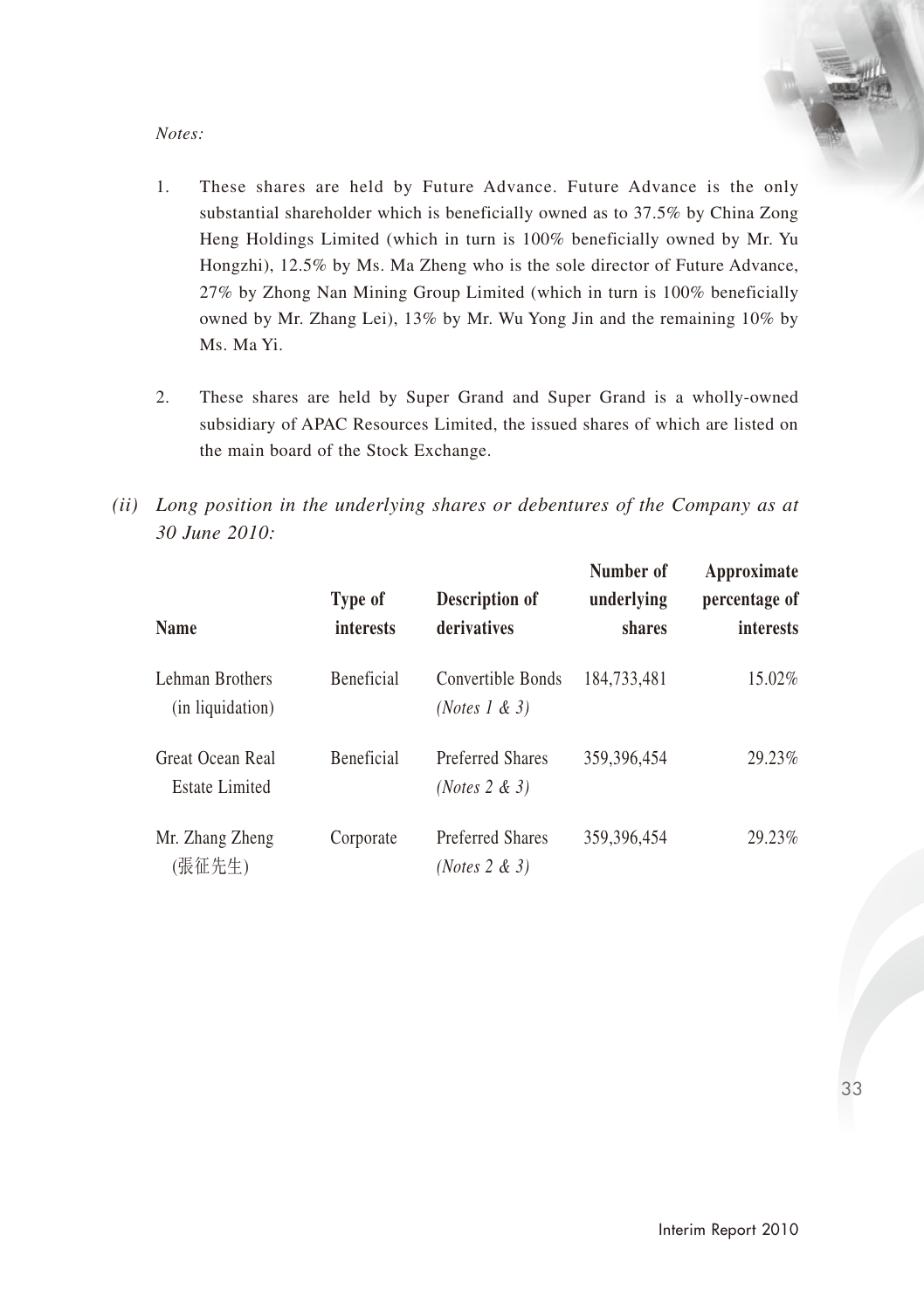*Notes:*

1. These shares are held by Future Advance. Future Advance is the only substantial shareholder which is beneficially owned as to 37.5% by China Zong Heng Holdings Limited (which in turn is 100% beneficially owned by Mr. Yu Hongzhi), 12.5% by Ms. Ma Zheng who is the sole director of Future Advance, 27% by Zhong Nan Mining Group Limited (which in turn is 100% beneficially owned by Mr. Zhang Lei), 13% by Mr. Wu Yong Jin and the remaining 10% by Ms. Ma Yi.

2. These shares are held by Super Grand and Super Grand is a wholly-owned subsidiary of APAC Resources Limited, the issued shares of which are listed on the main board of the Stock Exchange.

*(ii) Long position in the underlying shares or debentures of the Company as at 30 June 2010:*

| Name | Type of interests | Description of derivatives | Number of underlying shares | Approximate percentage of interests |
|---|---|---|---|---|
| Lehman Brothers (in liquidation) | Beneficial | Convertible Bonds *(Notes 1 & 3)* | 184,733,481 | 15.02% |
| Great Ocean Real Estate Limited | Beneficial | Preferred Shares *(Notes 2 & 3)* | 359,396,454 | 29.23% |
| Mr. Zhang Zheng (張征先生) | Corporate | Preferred Shares *(Notes 2 & 3)* | 359,396,454 | 29.23% |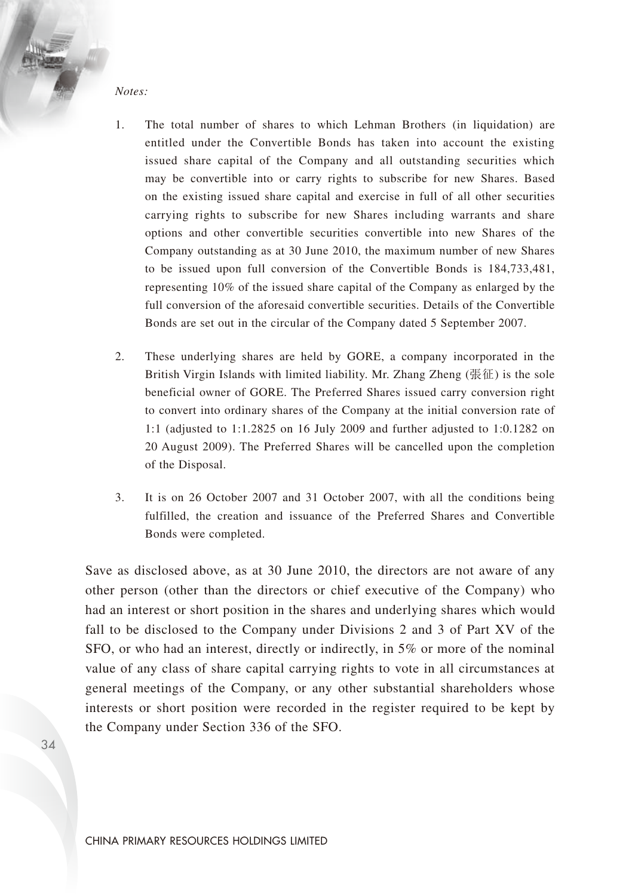*Notes:*

1. The total number of shares to which Lehman Brothers (in liquidation) are entitled under the Convertible Bonds has taken into account the existing issued share capital of the Company and all outstanding securities which may be convertible into or carry rights to subscribe for new Shares. Based on the existing issued share capital and exercise in full of all other securities carrying rights to subscribe for new Shares including warrants and share options and other convertible securities convertible into new Shares of the Company outstanding as at 30 June 2010, the maximum number of new Shares to be issued upon full conversion of the Convertible Bonds is 184,733,481, representing 10% of the issued share capital of the Company as enlarged by the full conversion of the aforesaid convertible securities. Details of the Convertible Bonds are set out in the circular of the Company dated 5 September 2007.

2. These underlying shares are held by GORE, a company incorporated in the British Virgin Islands with limited liability. Mr. Zhang Zheng (張征) is the sole beneficial owner of GORE. The Preferred Shares issued carry conversion right to convert into ordinary shares of the Company at the initial conversion rate of 1:1 (adjusted to 1:1.2825 on 16 July 2009 and further adjusted to 1:0.1282 on 20 August 2009). The Preferred Shares will be cancelled upon the completion of the Disposal.

3. It is on 26 October 2007 and 31 October 2007, with all the conditions being fulfilled, the creation and issuance of the Preferred Shares and Convertible Bonds were completed.

Save as disclosed above, as at 30 June 2010, the directors are not aware of any other person (other than the directors or chief executive of the Company) who had an interest or short position in the shares and underlying shares which would fall to be disclosed to the Company under Divisions 2 and 3 of Part XV of the SFO, or who had an interest, directly or indirectly, in 5% or more of the nominal value of any class of share capital carrying rights to vote in all circumstances at general meetings of the Company, or any other substantial shareholders whose interests or short position were recorded in the register required to be kept by the Company under Section 336 of the SFO.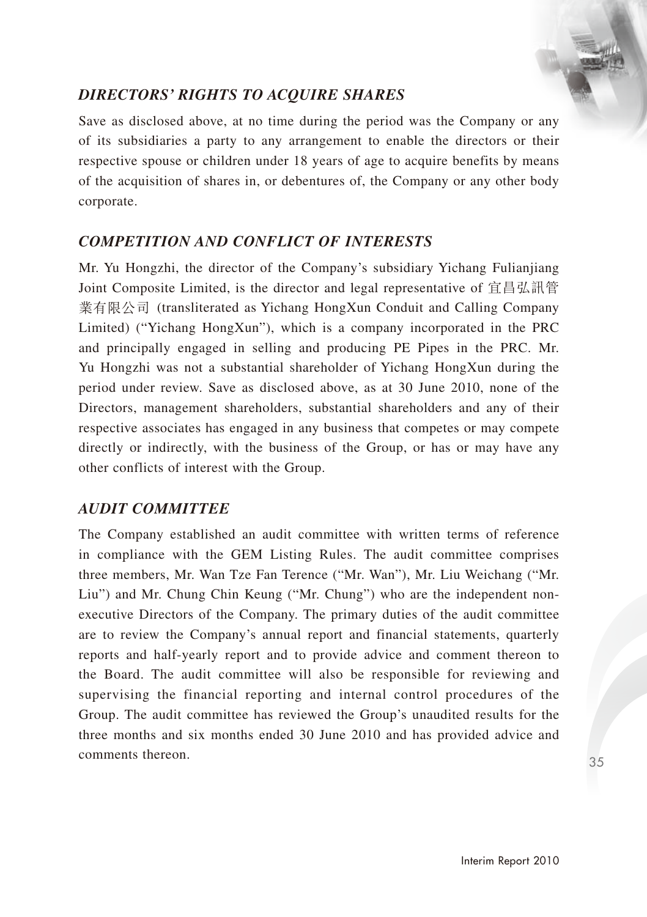## *DIRECTORS' RIGHTS TO ACQUIRE SHARES*

Save as disclosed above, at no time during the period was the Company or any of its subsidiaries a party to any arrangement to enable the directors or their respective spouse or children under 18 years of age to acquire benefits by means of the acquisition of shares in, or debentures of, the Company or any other body corporate.

## *COMPETITION AND CONFLICT OF INTERESTS*

Mr. Yu Hongzhi, the director of the Company's subsidiary Yichang Fulianjiang Joint Composite Limited, is the director and legal representative of 宜昌弘訊管業有限公司 (transliterated as Yichang HongXun Conduit and Calling Company Limited) ("Yichang HongXun"), which is a company incorporated in the PRC and principally engaged in selling and producing PE Pipes in the PRC. Mr. Yu Hongzhi was not a substantial shareholder of Yichang HongXun during the period under review. Save as disclosed above, as at 30 June 2010, none of the Directors, management shareholders, substantial shareholders and any of their respective associates has engaged in any business that competes or may compete directly or indirectly, with the business of the Group, or has or may have any other conflicts of interest with the Group.

## *AUDIT COMMITTEE*

The Company established an audit committee with written terms of reference in compliance with the GEM Listing Rules. The audit committee comprises three members, Mr. Wan Tze Fan Terence ("Mr. Wan"), Mr. Liu Weichang ("Mr. Liu") and Mr. Chung Chin Keung ("Mr. Chung") who are the independent non-executive Directors of the Company. The primary duties of the audit committee are to review the Company's annual report and financial statements, quarterly reports and half-yearly report and to provide advice and comment thereon to the Board. The audit committee will also be responsible for reviewing and supervising the financial reporting and internal control procedures of the Group. The audit committee has reviewed the Group's unaudited results for the three months and six months ended 30 June 2010 and has provided advice and comments thereon.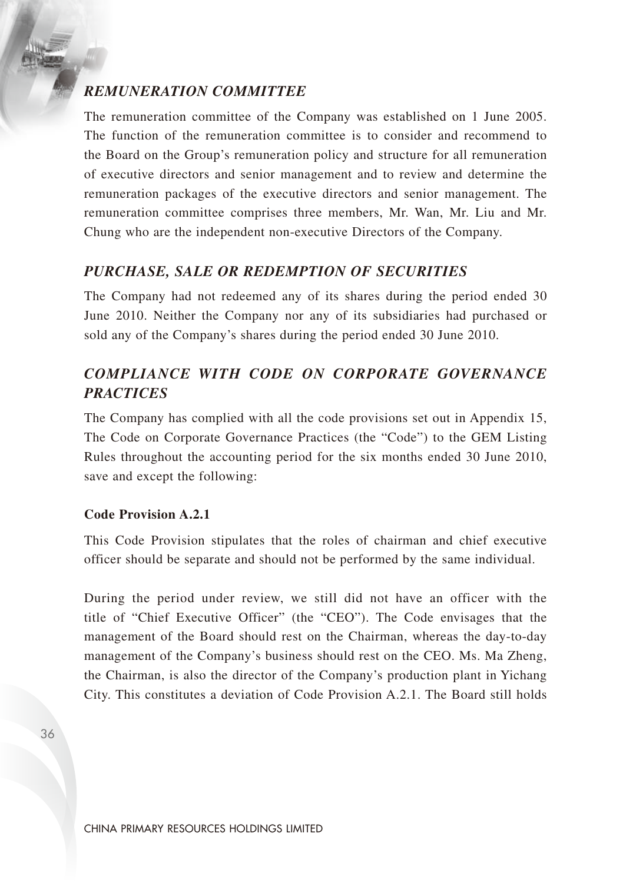## *REMUNERATION COMMITTEE*

The remuneration committee of the Company was established on 1 June 2005. The function of the remuneration committee is to consider and recommend to the Board on the Group's remuneration policy and structure for all remuneration of executive directors and senior management and to review and determine the remuneration packages of the executive directors and senior management. The remuneration committee comprises three members, Mr. Wan, Mr. Liu and Mr. Chung who are the independent non-executive Directors of the Company.

## *PURCHASE, SALE OR REDEMPTION OF SECURITIES*

The Company had not redeemed any of its shares during the period ended 30 June 2010. Neither the Company nor any of its subsidiaries had purchased or sold any of the Company's shares during the period ended 30 June 2010.

## *COMPLIANCE WITH CODE ON CORPORATE GOVERNANCE PRACTICES*

The Company has complied with all the code provisions set out in Appendix 15, The Code on Corporate Governance Practices (the "Code") to the GEM Listing Rules throughout the accounting period for the six months ended 30 June 2010, save and except the following:

**Code Provision A.2.1**

This Code Provision stipulates that the roles of chairman and chief executive officer should be separate and should not be performed by the same individual.

During the period under review, we still did not have an officer with the title of "Chief Executive Officer" (the "CEO"). The Code envisages that the management of the Board should rest on the Chairman, whereas the day-to-day management of the Company's business should rest on the CEO. Ms. Ma Zheng, the Chairman, is also the director of the Company's production plant in Yichang City. This constitutes a deviation of Code Provision A.2.1. The Board still holds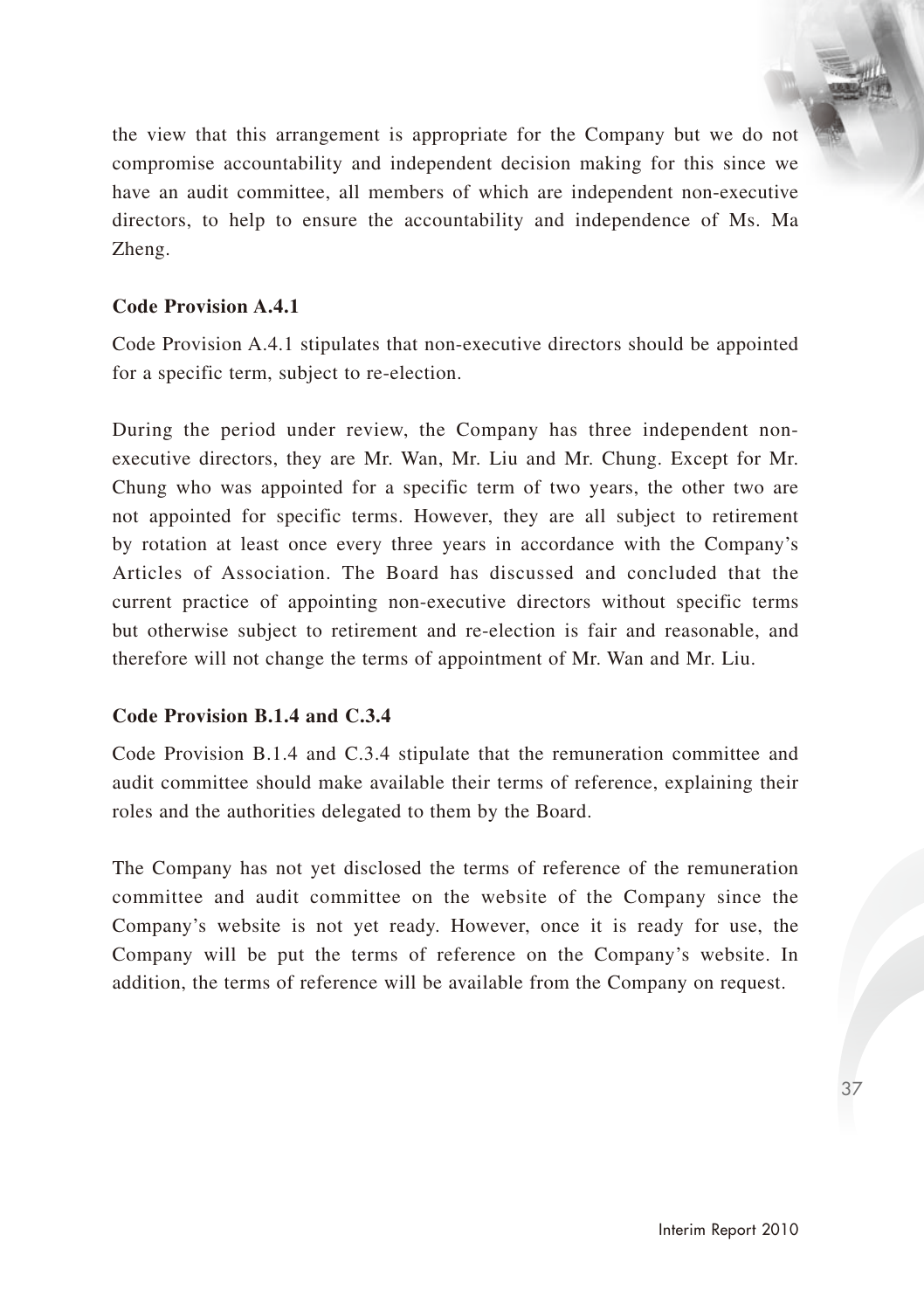the view that this arrangement is appropriate for the Company but we do not compromise accountability and independent decision making for this since we have an audit committee, all members of which are independent non-executive directors, to help to ensure the accountability and independence of Ms. Ma Zheng.

### Code Provision A.4.1

Code Provision A.4.1 stipulates that non-executive directors should be appointed for a specific term, subject to re-election.

During the period under review, the Company has three independent non-executive directors, they are Mr. Wan, Mr. Liu and Mr. Chung. Except for Mr. Chung who was appointed for a specific term of two years, the other two are not appointed for specific terms. However, they are all subject to retirement by rotation at least once every three years in accordance with the Company's Articles of Association. The Board has discussed and concluded that the current practice of appointing non-executive directors without specific terms but otherwise subject to retirement and re-election is fair and reasonable, and therefore will not change the terms of appointment of Mr. Wan and Mr. Liu.

### Code Provision B.1.4 and C.3.4

Code Provision B.1.4 and C.3.4 stipulate that the remuneration committee and audit committee should make available their terms of reference, explaining their roles and the authorities delegated to them by the Board.

The Company has not yet disclosed the terms of reference of the remuneration committee and audit committee on the website of the Company since the Company's website is not yet ready. However, once it is ready for use, the Company will be put the terms of reference on the Company's website. In addition, the terms of reference will be available from the Company on request.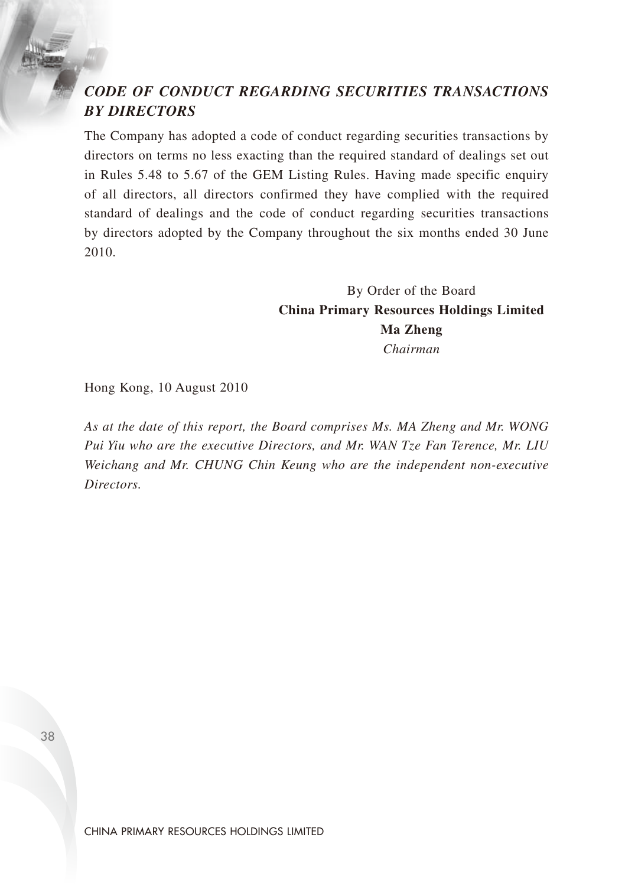## *CODE OF CONDUCT REGARDING SECURITIES TRANSACTIONS BY DIRECTORS*

The Company has adopted a code of conduct regarding securities transactions by directors on terms no less exacting than the required standard of dealings set out in Rules 5.48 to 5.67 of the GEM Listing Rules. Having made specific enquiry of all directors, all directors confirmed they have complied with the required standard of dealings and the code of conduct regarding securities transactions by directors adopted by the Company throughout the six months ended 30 June 2010.

By Order of the Board
**China Primary Resources Holdings Limited**
**Ma Zheng**
*Chairman*

Hong Kong, 10 August 2010

*As at the date of this report, the Board comprises Ms. MA Zheng and Mr. WONG Pui Yiu who are the executive Directors, and Mr. WAN Tze Fan Terence, Mr. LIU Weichang and Mr. CHUNG Chin Keung who are the independent non-executive Directors.*